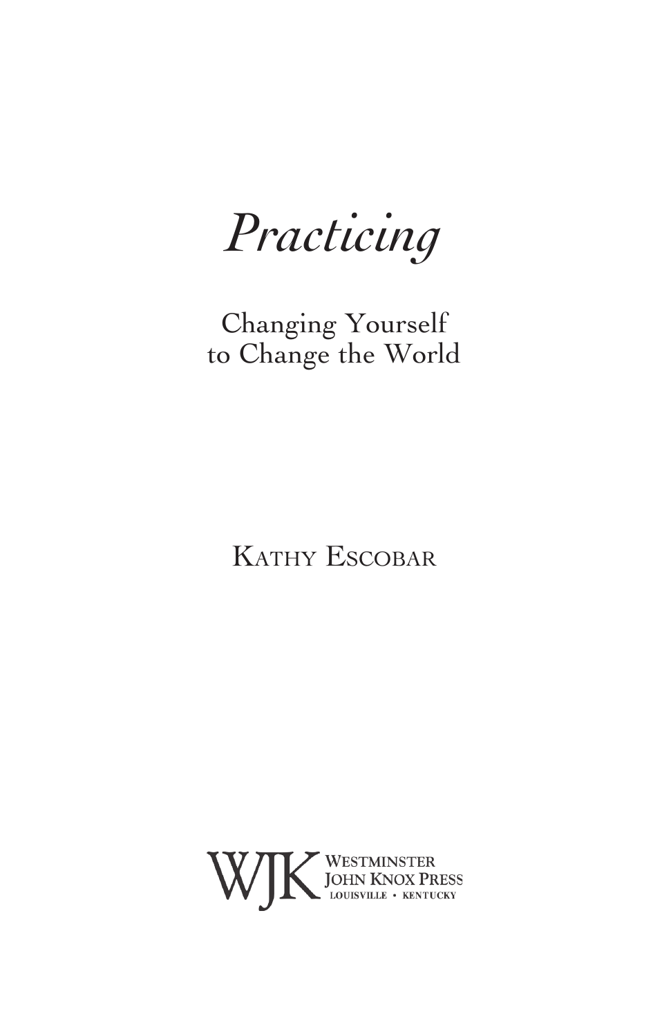# *Practicing*

## Changing Yourself to Change the World

Kathy Escobar

WJK Westminster John Knox Press
Louisville • Kentucky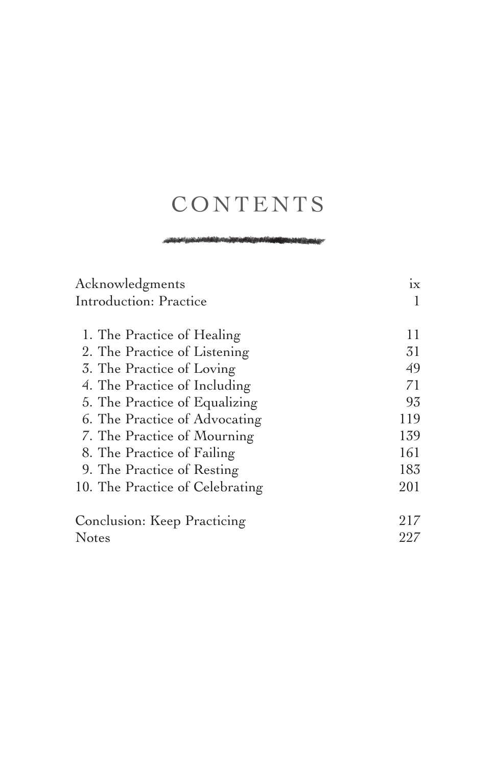# CONTENTS

| | |
|---|---|
| Acknowledgments | ix |
| Introduction: Practice | 1 |
| 1. The Practice of Healing | 11 |
| 2. The Practice of Listening | 31 |
| 3. The Practice of Loving | 49 |
| 4. The Practice of Including | 71 |
| 5. The Practice of Equalizing | 93 |
| 6. The Practice of Advocating | 119 |
| 7. The Practice of Mourning | 139 |
| 8. The Practice of Failing | 161 |
| 9. The Practice of Resting | 183 |
| 10. The Practice of Celebrating | 201 |
| Conclusion: Keep Practicing | 217 |
| Notes | 227 |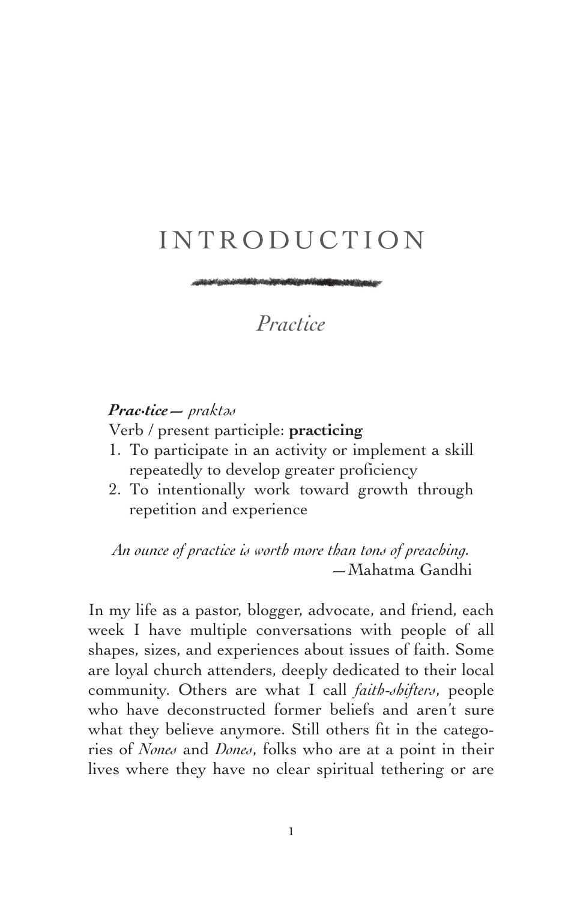# INTRODUCTION

## *Practice*

***Prac·tice*** — *praktəs*
Verb / present participle: **practicing**

1. To participate in an activity or implement a skill repeatedly to develop greater proficiency
2. To intentionally work toward growth through repetition and experience

*An ounce of practice is worth more than tons of preaching.*
—Mahatma Gandhi

In my life as a pastor, blogger, advocate, and friend, each week I have multiple conversations with people of all shapes, sizes, and experiences about issues of faith. Some are loyal church attenders, deeply dedicated to their local community. Others are what I call *faith-shifters*, people who have deconstructed former beliefs and aren't sure what they believe anymore. Still others fit in the categories of *Nones* and *Dones*, folks who are at a point in their lives where they have no clear spiritual tethering or are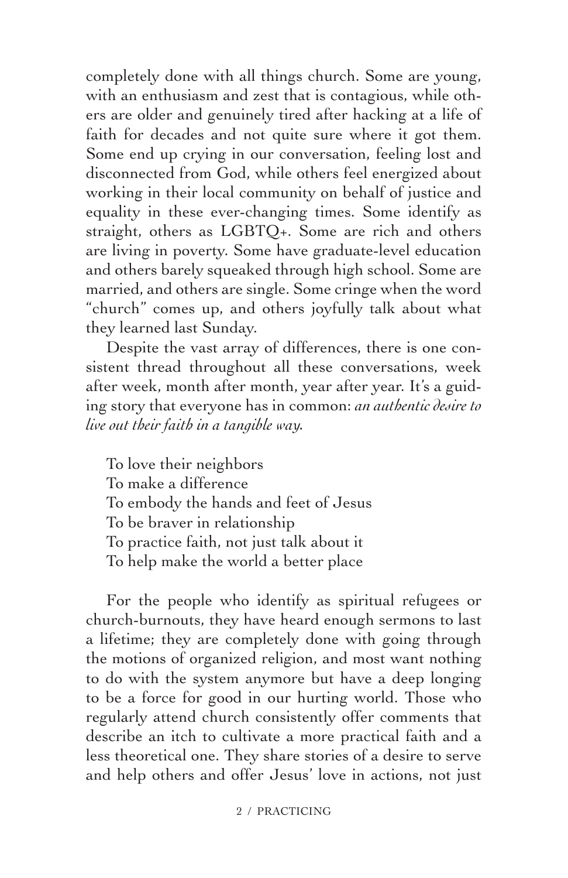completely done with all things church. Some are young, with an enthusiasm and zest that is contagious, while others are older and genuinely tired after hacking at a life of faith for decades and not quite sure where it got them. Some end up crying in our conversation, feeling lost and disconnected from God, while others feel energized about working in their local community on behalf of justice and equality in these ever-changing times. Some identify as straight, others as LGBTQ+. Some are rich and others are living in poverty. Some have graduate-level education and others barely squeaked through high school. Some are married, and others are single. Some cringe when the word "church" comes up, and others joyfully talk about what they learned last Sunday.

Despite the vast array of differences, there is one consistent thread throughout all these conversations, week after week, month after month, year after year. It's a guiding story that everyone has in common: *an authentic desire to live out their faith in a tangible way*.

To love their neighbors
To make a difference
To embody the hands and feet of Jesus
To be braver in relationship
To practice faith, not just talk about it
To help make the world a better place

For the people who identify as spiritual refugees or church-burnouts, they have heard enough sermons to last a lifetime; they are completely done with going through the motions of organized religion, and most want nothing to do with the system anymore but have a deep longing to be a force for good in our hurting world. Those who regularly attend church consistently offer comments that describe an itch to cultivate a more practical faith and a less theoretical one. They share stories of a desire to serve and help others and offer Jesus' love in actions, not just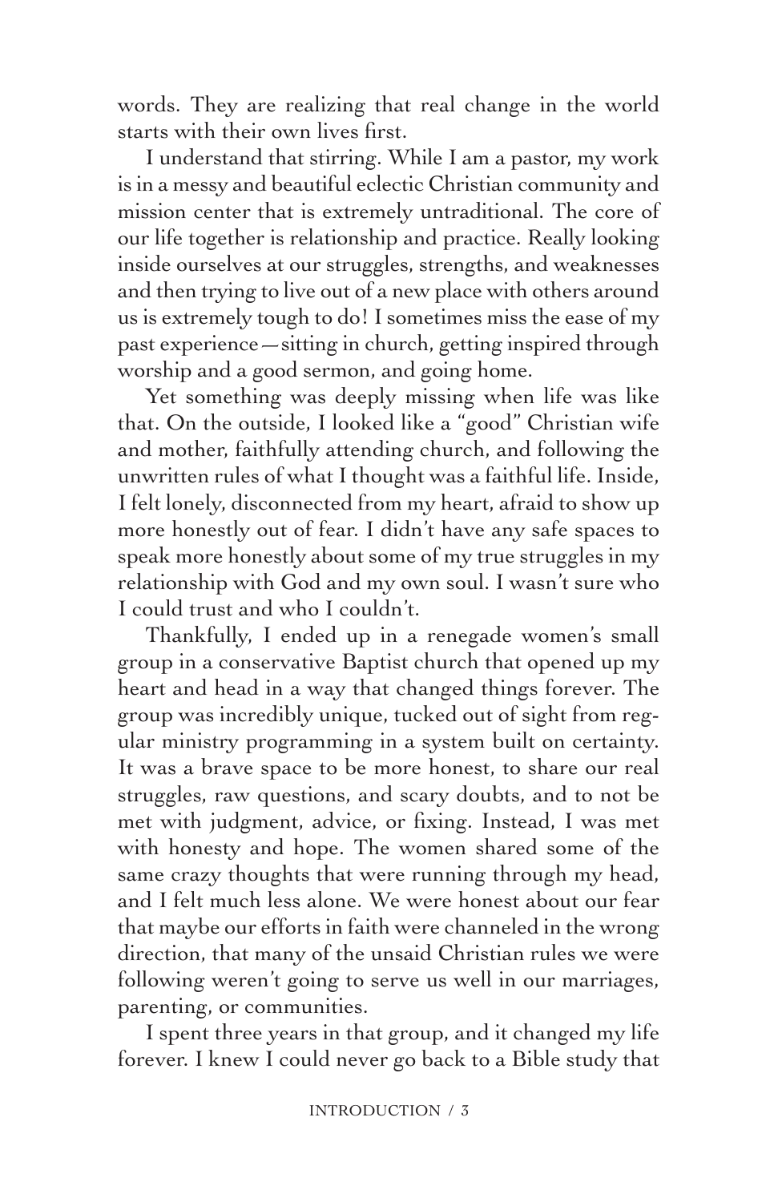words. They are realizing that real change in the world starts with their own lives first.

I understand that stirring. While I am a pastor, my work is in a messy and beautiful eclectic Christian community and mission center that is extremely untraditional. The core of our life together is relationship and practice. Really looking inside ourselves at our struggles, strengths, and weaknesses and then trying to live out of a new place with others around us is extremely tough to do! I sometimes miss the ease of my past experience—sitting in church, getting inspired through worship and a good sermon, and going home.

Yet something was deeply missing when life was like that. On the outside, I looked like a "good" Christian wife and mother, faithfully attending church, and following the unwritten rules of what I thought was a faithful life. Inside, I felt lonely, disconnected from my heart, afraid to show up more honestly out of fear. I didn't have any safe spaces to speak more honestly about some of my true struggles in my relationship with God and my own soul. I wasn't sure who I could trust and who I couldn't.

Thankfully, I ended up in a renegade women's small group in a conservative Baptist church that opened up my heart and head in a way that changed things forever. The group was incredibly unique, tucked out of sight from regular ministry programming in a system built on certainty. It was a brave space to be more honest, to share our real struggles, raw questions, and scary doubts, and to not be met with judgment, advice, or fixing. Instead, I was met with honesty and hope. The women shared some of the same crazy thoughts that were running through my head, and I felt much less alone. We were honest about our fear that maybe our efforts in faith were channeled in the wrong direction, that many of the unsaid Christian rules we were following weren't going to serve us well in our marriages, parenting, or communities.

I spent three years in that group, and it changed my life forever. I knew I could never go back to a Bible study that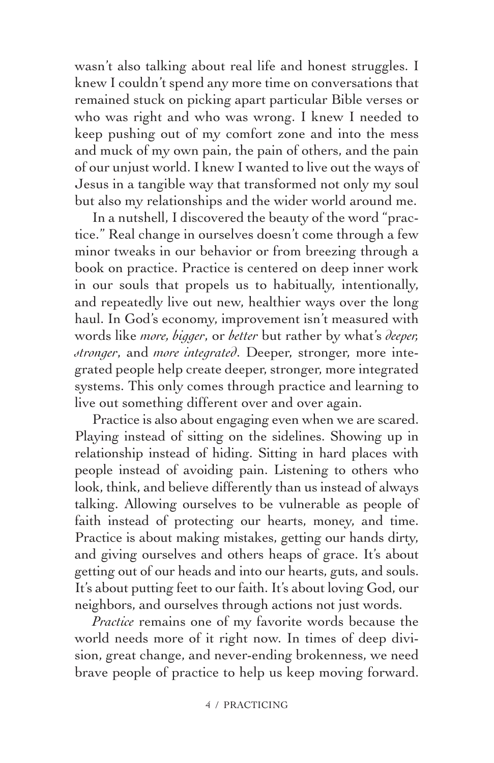wasn't also talking about real life and honest struggles. I knew I couldn't spend any more time on conversations that remained stuck on picking apart particular Bible verses or who was right and who was wrong. I knew I needed to keep pushing out of my comfort zone and into the mess and muck of my own pain, the pain of others, and the pain of our unjust world. I knew I wanted to live out the ways of Jesus in a tangible way that transformed not only my soul but also my relationships and the wider world around me.

In a nutshell, I discovered the beauty of the word "practice." Real change in ourselves doesn't come through a few minor tweaks in our behavior or from breezing through a book on practice. Practice is centered on deep inner work in our souls that propels us to habitually, intentionally, and repeatedly live out new, healthier ways over the long haul. In God's economy, improvement isn't measured with words like *more, bigger*, or *better* but rather by what's *deeper, stronger*, and *more integrated*. Deeper, stronger, more integrated people help create deeper, stronger, more integrated systems. This only comes through practice and learning to live out something different over and over again.

Practice is also about engaging even when we are scared. Playing instead of sitting on the sidelines. Showing up in relationship instead of hiding. Sitting in hard places with people instead of avoiding pain. Listening to others who look, think, and believe differently than us instead of always talking. Allowing ourselves to be vulnerable as people of faith instead of protecting our hearts, money, and time. Practice is about making mistakes, getting our hands dirty, and giving ourselves and others heaps of grace. It's about getting out of our heads and into our hearts, guts, and souls. It's about putting feet to our faith. It's about loving God, our neighbors, and ourselves through actions not just words.

*Practice* remains one of my favorite words because the world needs more of it right now. In times of deep division, great change, and never-ending brokenness, we need brave people of practice to help us keep moving forward.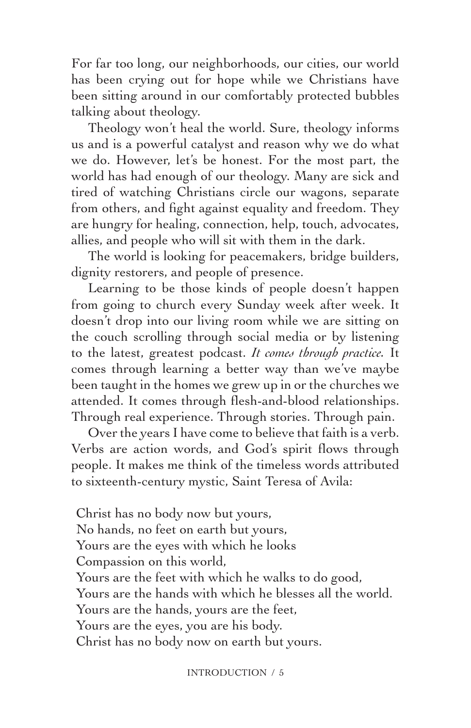For far too long, our neighborhoods, our cities, our world has been crying out for hope while we Christians have been sitting around in our comfortably protected bubbles talking about theology.

Theology won't heal the world. Sure, theology informs us and is a powerful catalyst and reason why we do what we do. However, let's be honest. For the most part, the world has had enough of our theology. Many are sick and tired of watching Christians circle our wagons, separate from others, and fight against equality and freedom. They are hungry for healing, connection, help, touch, advocates, allies, and people who will sit with them in the dark.

The world is looking for peacemakers, bridge builders, dignity restorers, and people of presence.

Learning to be those kinds of people doesn't happen from going to church every Sunday week after week. It doesn't drop into our living room while we are sitting on the couch scrolling through social media or by listening to the latest, greatest podcast. *It comes through practice.* It comes through learning a better way than we've maybe been taught in the homes we grew up in or the churches we attended. It comes through flesh-and-blood relationships. Through real experience. Through stories. Through pain.

Over the years I have come to believe that faith is a verb. Verbs are action words, and God's spirit flows through people. It makes me think of the timeless words attributed to sixteenth-century mystic, Saint Teresa of Avila:

> Christ has no body now but yours,
> No hands, no feet on earth but yours,
> Yours are the eyes with which he looks
> Compassion on this world,
> Yours are the feet with which he walks to do good,
> Yours are the hands with which he blesses all the world.
> Yours are the hands, yours are the feet,
> Yours are the eyes, you are his body.
> Christ has no body now on earth but yours.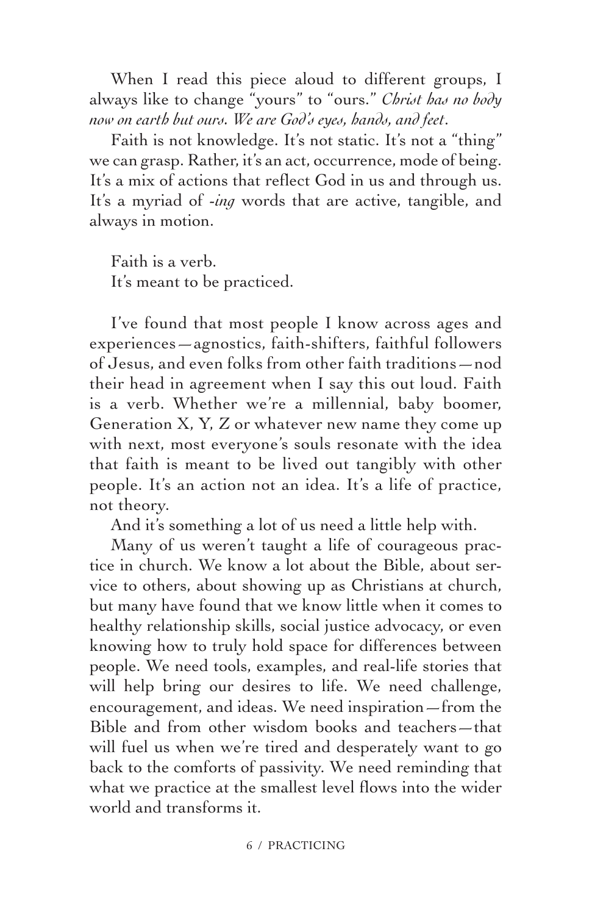When I read this piece aloud to different groups, I always like to change "yours" to "ours." *Christ has no body now on earth but ours. We are God's eyes, hands, and feet*.

Faith is not knowledge. It's not static. It's not a "thing" we can grasp. Rather, it's an act, occurrence, mode of being. It's a mix of actions that reflect God in us and through us. It's a myriad of *-ing* words that are active, tangible, and always in motion.

Faith is a verb.  
It's meant to be practiced.

I've found that most people I know across ages and experiences—agnostics, faith-shifters, faithful followers of Jesus, and even folks from other faith traditions—nod their head in agreement when I say this out loud. Faith is a verb. Whether we're a millennial, baby boomer, Generation X, Y, Z or whatever new name they come up with next, most everyone's souls resonate with the idea that faith is meant to be lived out tangibly with other people. It's an action not an idea. It's a life of practice, not theory.

And it's something a lot of us need a little help with.

Many of us weren't taught a life of courageous practice in church. We know a lot about the Bible, about service to others, about showing up as Christians at church, but many have found that we know little when it comes to healthy relationship skills, social justice advocacy, or even knowing how to truly hold space for differences between people. We need tools, examples, and real-life stories that will help bring our desires to life. We need challenge, encouragement, and ideas. We need inspiration—from the Bible and from other wisdom books and teachers—that will fuel us when we're tired and desperately want to go back to the comforts of passivity. We need reminding that what we practice at the smallest level flows into the wider world and transforms it.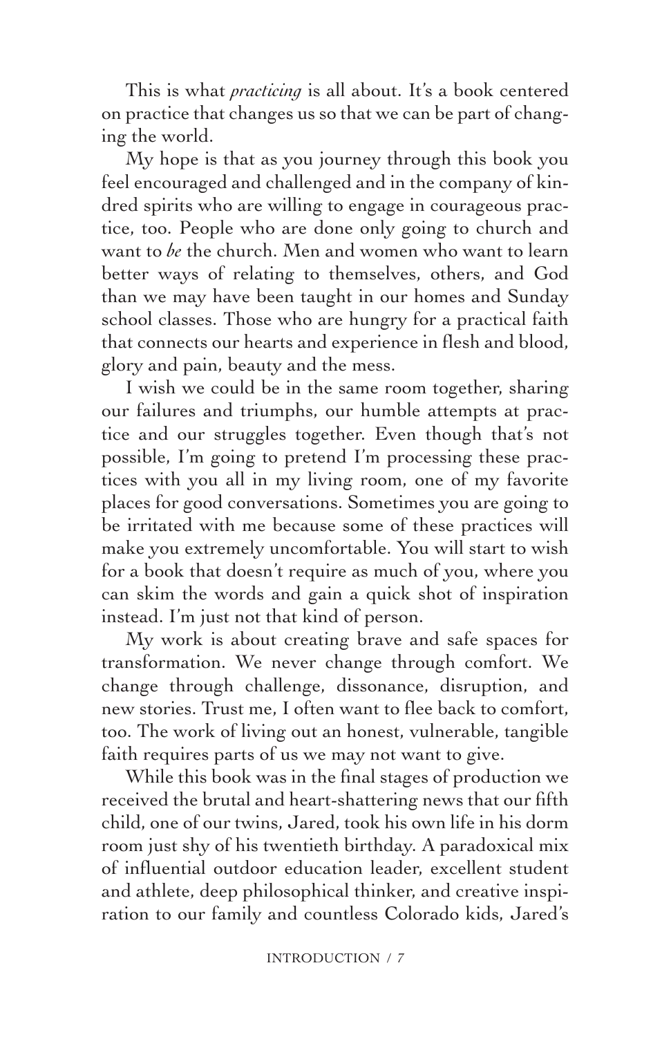This is what *practicing* is all about. It's a book centered on practice that changes us so that we can be part of changing the world.

My hope is that as you journey through this book you feel encouraged and challenged and in the company of kindred spirits who are willing to engage in courageous practice, too. People who are done only going to church and want to *be* the church. Men and women who want to learn better ways of relating to themselves, others, and God than we may have been taught in our homes and Sunday school classes. Those who are hungry for a practical faith that connects our hearts and experience in flesh and blood, glory and pain, beauty and the mess.

I wish we could be in the same room together, sharing our failures and triumphs, our humble attempts at practice and our struggles together. Even though that's not possible, I'm going to pretend I'm processing these practices with you all in my living room, one of my favorite places for good conversations. Sometimes you are going to be irritated with me because some of these practices will make you extremely uncomfortable. You will start to wish for a book that doesn't require as much of you, where you can skim the words and gain a quick shot of inspiration instead. I'm just not that kind of person.

My work is about creating brave and safe spaces for transformation. We never change through comfort. We change through challenge, dissonance, disruption, and new stories. Trust me, I often want to flee back to comfort, too. The work of living out an honest, vulnerable, tangible faith requires parts of us we may not want to give.

While this book was in the final stages of production we received the brutal and heart-shattering news that our fifth child, one of our twins, Jared, took his own life in his dorm room just shy of his twentieth birthday. A paradoxical mix of influential outdoor education leader, excellent student and athlete, deep philosophical thinker, and creative inspiration to our family and countless Colorado kids, Jared's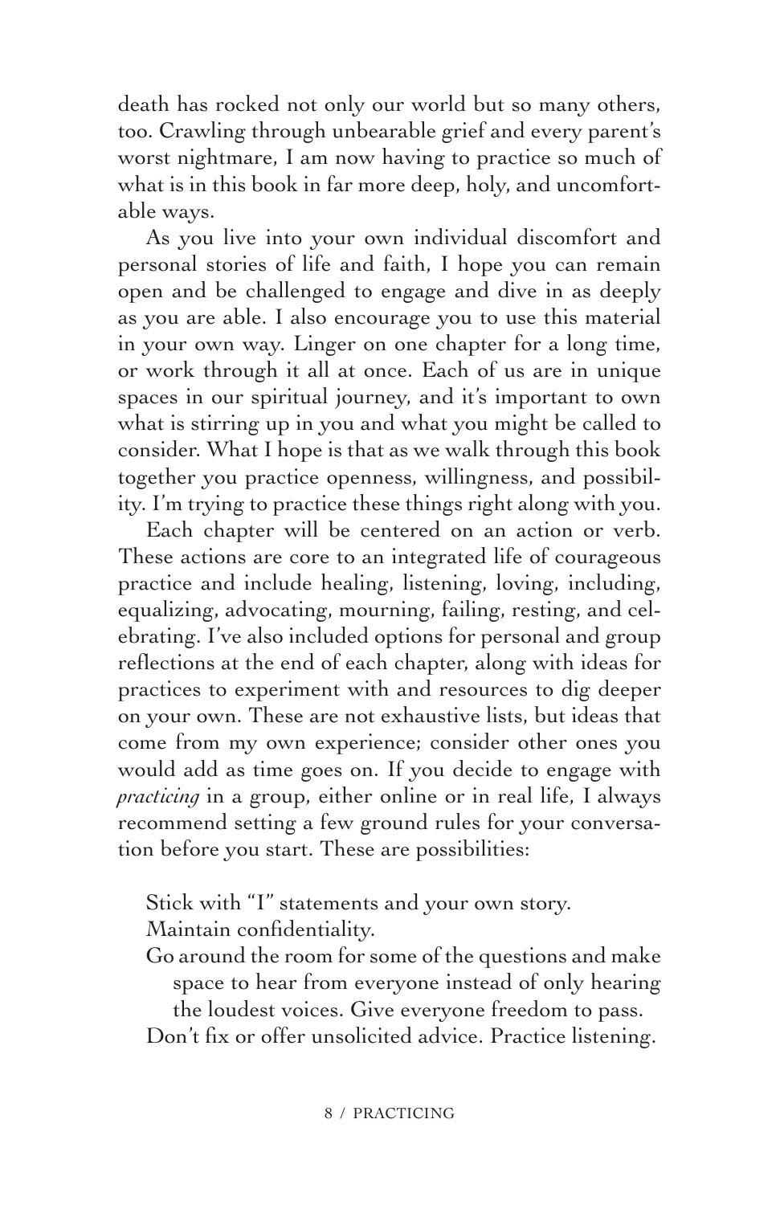death has rocked not only our world but so many others, too. Crawling through unbearable grief and every parent's worst nightmare, I am now having to practice so much of what is in this book in far more deep, holy, and uncomfortable ways.

As you live into your own individual discomfort and personal stories of life and faith, I hope you can remain open and be challenged to engage and dive in as deeply as you are able. I also encourage you to use this material in your own way. Linger on one chapter for a long time, or work through it all at once. Each of us are in unique spaces in our spiritual journey, and it's important to own what is stirring up in you and what you might be called to consider. What I hope is that as we walk through this book together you practice openness, willingness, and possibility. I'm trying to practice these things right along with you.

Each chapter will be centered on an action or verb. These actions are core to an integrated life of courageous practice and include healing, listening, loving, including, equalizing, advocating, mourning, failing, resting, and celebrating. I've also included options for personal and group reflections at the end of each chapter, along with ideas for practices to experiment with and resources to dig deeper on your own. These are not exhaustive lists, but ideas that come from my own experience; consider other ones you would add as time goes on. If you decide to engage with *practicing* in a group, either online or in real life, I always recommend setting a few ground rules for your conversation before you start. These are possibilities:

Stick with "I" statements and your own story.

Maintain confidentiality.

Go around the room for some of the questions and make space to hear from everyone instead of only hearing the loudest voices. Give everyone freedom to pass.

Don't fix or offer unsolicited advice. Practice listening.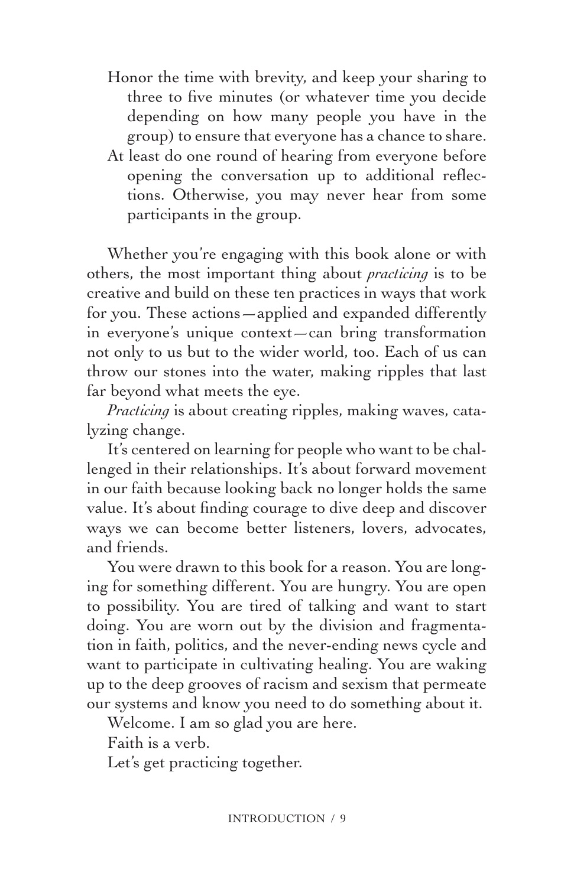- Honor the time with brevity, and keep your sharing to three to five minutes (or whatever time you decide depending on how many people you have in the group) to ensure that everyone has a chance to share.
- At least do one round of hearing from everyone before opening the conversation up to additional reflections. Otherwise, you may never hear from some participants in the group.

Whether you're engaging with this book alone or with others, the most important thing about *practicing* is to be creative and build on these ten practices in ways that work for you. These actions—applied and expanded differently in everyone's unique context—can bring transformation not only to us but to the wider world, too. Each of us can throw our stones into the water, making ripples that last far beyond what meets the eye.

*Practicing* is about creating ripples, making waves, catalyzing change.

It's centered on learning for people who want to be challenged in their relationships. It's about forward movement in our faith because looking back no longer holds the same value. It's about finding courage to dive deep and discover ways we can become better listeners, lovers, advocates, and friends.

You were drawn to this book for a reason. You are longing for something different. You are hungry. You are open to possibility. You are tired of talking and want to start doing. You are worn out by the division and fragmentation in faith, politics, and the never-ending news cycle and want to participate in cultivating healing. You are waking up to the deep grooves of racism and sexism that permeate our systems and know you need to do something about it.

Welcome. I am so glad you are here.

Faith is a verb.

Let's get practicing together.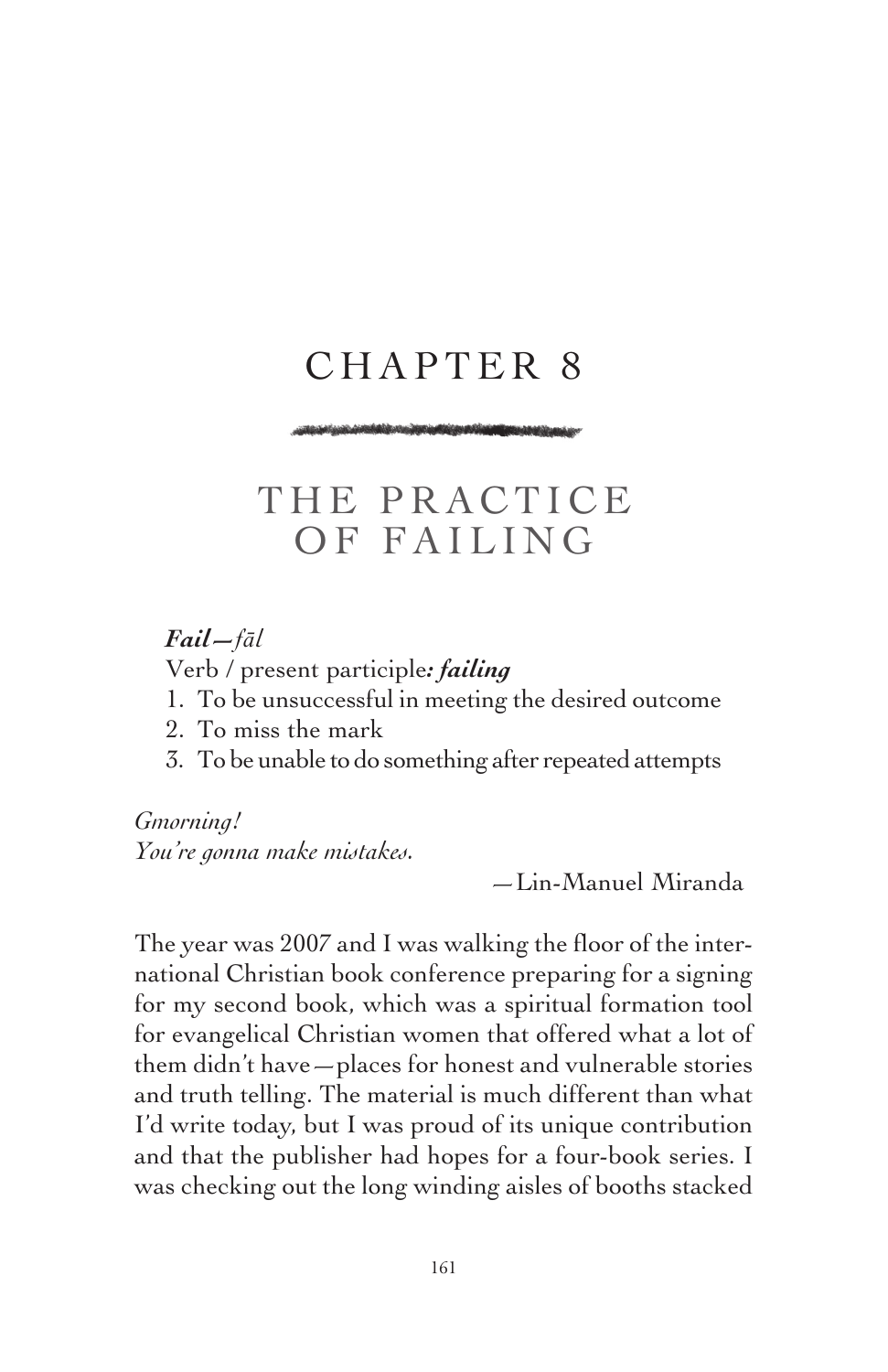# CHAPTER 8

## THE PRACTICE OF FAILING

***Fail****—fāl*

Verb / present participle***: failing***

1. To be unsuccessful in meeting the desired outcome
2. To miss the mark
3. To be unable to do something after repeated attempts

*Gmorning!*
*You're gonna make mistakes.*

—Lin-Manuel Miranda

The year was 2007 and I was walking the floor of the international Christian book conference preparing for a signing for my second book, which was a spiritual formation tool for evangelical Christian women that offered what a lot of them didn't have—places for honest and vulnerable stories and truth telling. The material is much different than what I'd write today, but I was proud of its unique contribution and that the publisher had hopes for a four-book series. I was checking out the long winding aisles of booths stacked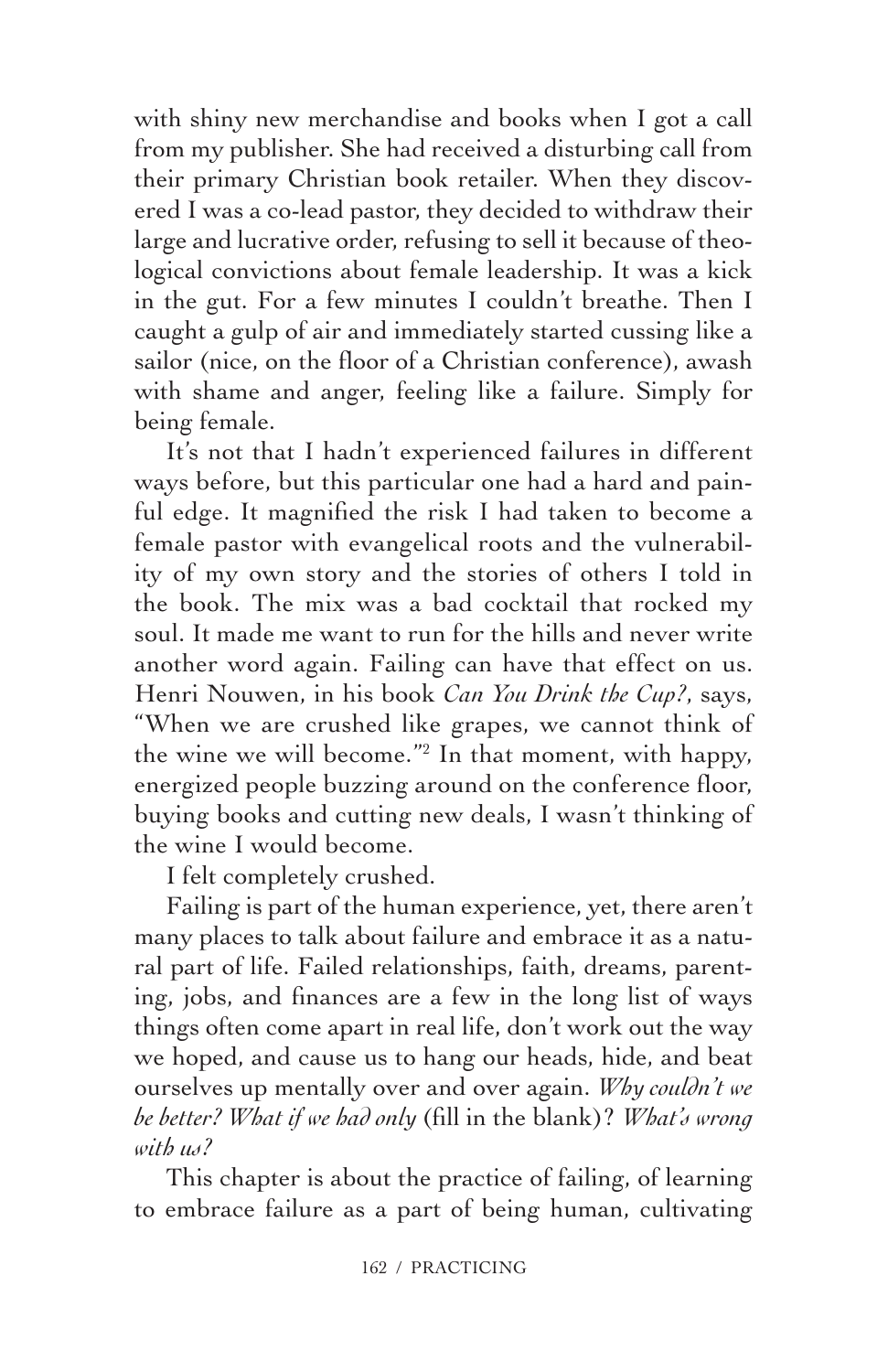with shiny new merchandise and books when I got a call from my publisher. She had received a disturbing call from their primary Christian book retailer. When they discovered I was a co-lead pastor, they decided to withdraw their large and lucrative order, refusing to sell it because of theological convictions about female leadership. It was a kick in the gut. For a few minutes I couldn't breathe. Then I caught a gulp of air and immediately started cussing like a sailor (nice, on the floor of a Christian conference), awash with shame and anger, feeling like a failure. Simply for being female.

It's not that I hadn't experienced failures in different ways before, but this particular one had a hard and painful edge. It magnified the risk I had taken to become a female pastor with evangelical roots and the vulnerability of my own story and the stories of others I told in the book. The mix was a bad cocktail that rocked my soul. It made me want to run for the hills and never write another word again. Failing can have that effect on us. Henri Nouwen, in his book *Can You Drink the Cup?*, says, "When we are crushed like grapes, we cannot think of the wine we will become."[2] In that moment, with happy, energized people buzzing around on the conference floor, buying books and cutting new deals, I wasn't thinking of the wine I would become.

I felt completely crushed.

Failing is part of the human experience, yet, there aren't many places to talk about failure and embrace it as a natural part of life. Failed relationships, faith, dreams, parenting, jobs, and finances are a few in the long list of ways things often come apart in real life, don't work out the way we hoped, and cause us to hang our heads, hide, and beat ourselves up mentally over and over again. *Why couldn't we be better? What if we had only* (fill in the blank)? *What's wrong with us?*

This chapter is about the practice of failing, of learning to embrace failure as a part of being human, cultivating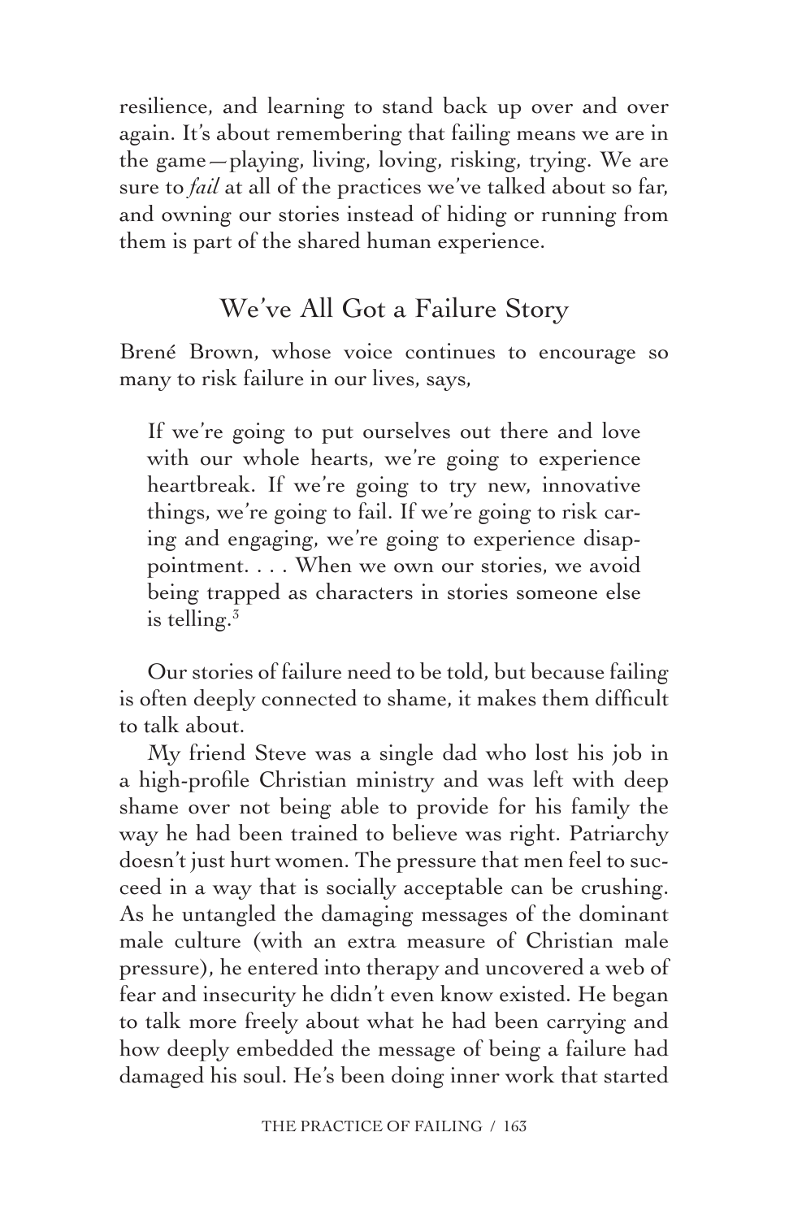resilience, and learning to stand back up over and over again. It's about remembering that failing means we are in the game—playing, living, loving, risking, trying. We are sure to *fail* at all of the practices we've talked about so far, and owning our stories instead of hiding or running from them is part of the shared human experience.

## We've All Got a Failure Story

Brené Brown, whose voice continues to encourage so many to risk failure in our lives, says,

> If we're going to put ourselves out there and love with our whole hearts, we're going to experience heartbreak. If we're going to try new, innovative things, we're going to fail. If we're going to risk caring and engaging, we're going to experience disappointment. . . . When we own our stories, we avoid being trapped as characters in stories someone else is telling.[3]

Our stories of failure need to be told, but because failing is often deeply connected to shame, it makes them difficult to talk about.

My friend Steve was a single dad who lost his job in a high-profile Christian ministry and was left with deep shame over not being able to provide for his family the way he had been trained to believe was right. Patriarchy doesn't just hurt women. The pressure that men feel to succeed in a way that is socially acceptable can be crushing. As he untangled the damaging messages of the dominant male culture (with an extra measure of Christian male pressure), he entered into therapy and uncovered a web of fear and insecurity he didn't even know existed. He began to talk more freely about what he had been carrying and how deeply embedded the message of being a failure had damaged his soul. He's been doing inner work that started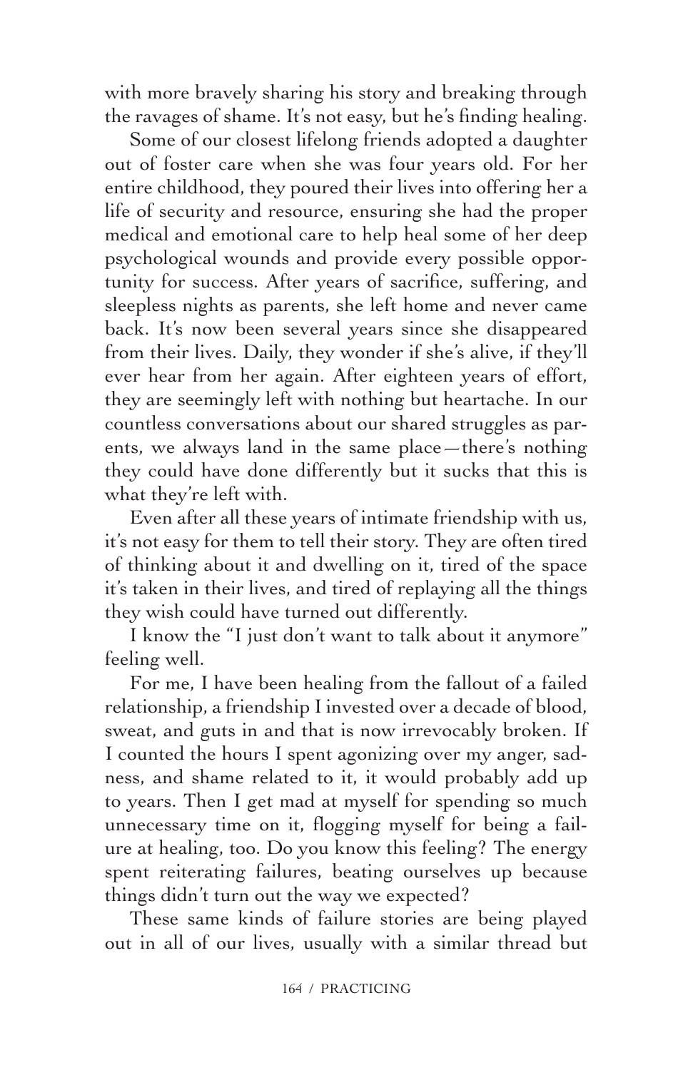with more bravely sharing his story and breaking through the ravages of shame. It's not easy, but he's finding healing.

Some of our closest lifelong friends adopted a daughter out of foster care when she was four years old. For her entire childhood, they poured their lives into offering her a life of security and resource, ensuring she had the proper medical and emotional care to help heal some of her deep psychological wounds and provide every possible opportunity for success. After years of sacrifice, suffering, and sleepless nights as parents, she left home and never came back. It's now been several years since she disappeared from their lives. Daily, they wonder if she's alive, if they'll ever hear from her again. After eighteen years of effort, they are seemingly left with nothing but heartache. In our countless conversations about our shared struggles as parents, we always land in the same place—there's nothing they could have done differently but it sucks that this is what they're left with.

Even after all these years of intimate friendship with us, it's not easy for them to tell their story. They are often tired of thinking about it and dwelling on it, tired of the space it's taken in their lives, and tired of replaying all the things they wish could have turned out differently.

I know the "I just don't want to talk about it anymore" feeling well.

For me, I have been healing from the fallout of a failed relationship, a friendship I invested over a decade of blood, sweat, and guts in and that is now irrevocably broken. If I counted the hours I spent agonizing over my anger, sadness, and shame related to it, it would probably add up to years. Then I get mad at myself for spending so much unnecessary time on it, flogging myself for being a failure at healing, too. Do you know this feeling? The energy spent reiterating failures, beating ourselves up because things didn't turn out the way we expected?

These same kinds of failure stories are being played out in all of our lives, usually with a similar thread but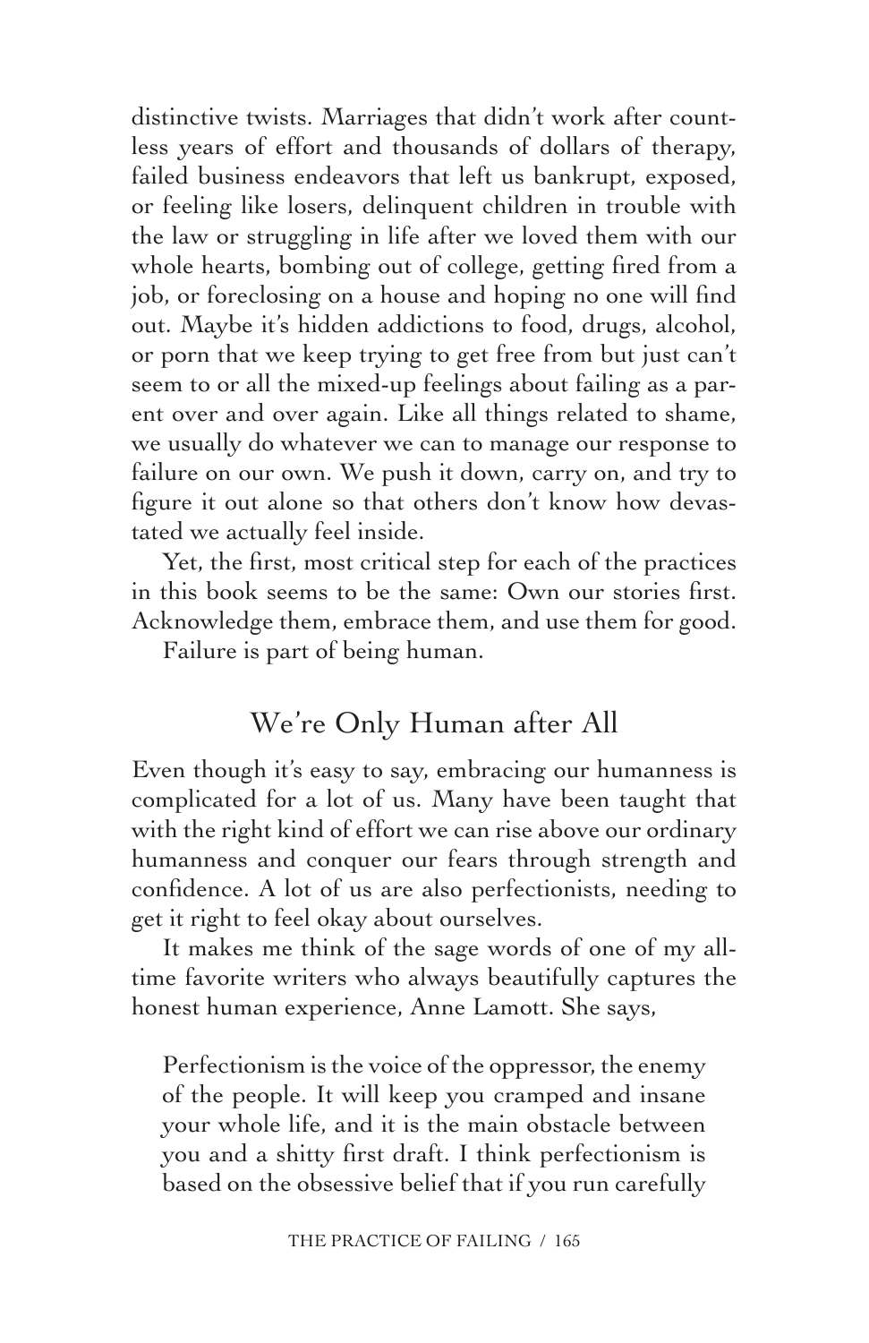distinctive twists. Marriages that didn't work after countless years of effort and thousands of dollars of therapy, failed business endeavors that left us bankrupt, exposed, or feeling like losers, delinquent children in trouble with the law or struggling in life after we loved them with our whole hearts, bombing out of college, getting fired from a job, or foreclosing on a house and hoping no one will find out. Maybe it's hidden addictions to food, drugs, alcohol, or porn that we keep trying to get free from but just can't seem to or all the mixed-up feelings about failing as a parent over and over again. Like all things related to shame, we usually do whatever we can to manage our response to failure on our own. We push it down, carry on, and try to figure it out alone so that others don't know how devastated we actually feel inside.

Yet, the first, most critical step for each of the practices in this book seems to be the same: Own our stories first. Acknowledge them, embrace them, and use them for good.

Failure is part of being human.

## We're Only Human after All

Even though it's easy to say, embracing our humanness is complicated for a lot of us. Many have been taught that with the right kind of effort we can rise above our ordinary humanness and conquer our fears through strength and confidence. A lot of us are also perfectionists, needing to get it right to feel okay about ourselves.

It makes me think of the sage words of one of my all-time favorite writers who always beautifully captures the honest human experience, Anne Lamott. She says,

> Perfectionism is the voice of the oppressor, the enemy of the people. It will keep you cramped and insane your whole life, and it is the main obstacle between you and a shitty first draft. I think perfectionism is based on the obsessive belief that if you run carefully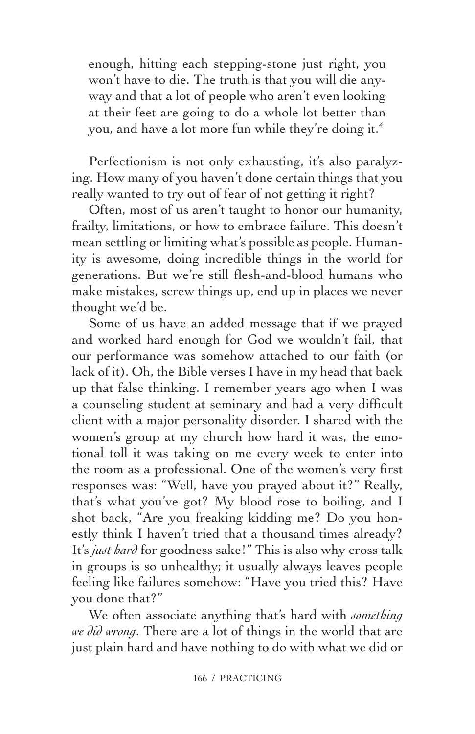enough, hitting each stepping-stone just right, you won't have to die. The truth is that you will die anyway and that a lot of people who aren't even looking at their feet are going to do a whole lot better than you, and have a lot more fun while they're doing it.[4]

Perfectionism is not only exhausting, it's also paralyzing. How many of you haven't done certain things that you really wanted to try out of fear of not getting it right?

Often, most of us aren't taught to honor our humanity, frailty, limitations, or how to embrace failure. This doesn't mean settling or limiting what's possible as people. Humanity is awesome, doing incredible things in the world for generations. But we're still flesh-and-blood humans who make mistakes, screw things up, end up in places we never thought we'd be.

Some of us have an added message that if we prayed and worked hard enough for God we wouldn't fail, that our performance was somehow attached to our faith (or lack of it). Oh, the Bible verses I have in my head that back up that false thinking. I remember years ago when I was a counseling student at seminary and had a very difficult client with a major personality disorder. I shared with the women's group at my church how hard it was, the emotional toll it was taking on me every week to enter into the room as a professional. One of the women's very first responses was: "Well, have you prayed about it?" Really, that's what you've got? My blood rose to boiling, and I shot back, "Are you freaking kidding me? Do you honestly think I haven't tried that a thousand times already? It's *just hard* for goodness sake!" This is also why cross talk in groups is so unhealthy; it usually always leaves people feeling like failures somehow: "Have you tried this? Have you done that?"

We often associate anything that's hard with *something we did wrong*. There are a lot of things in the world that are just plain hard and have nothing to do with what we did or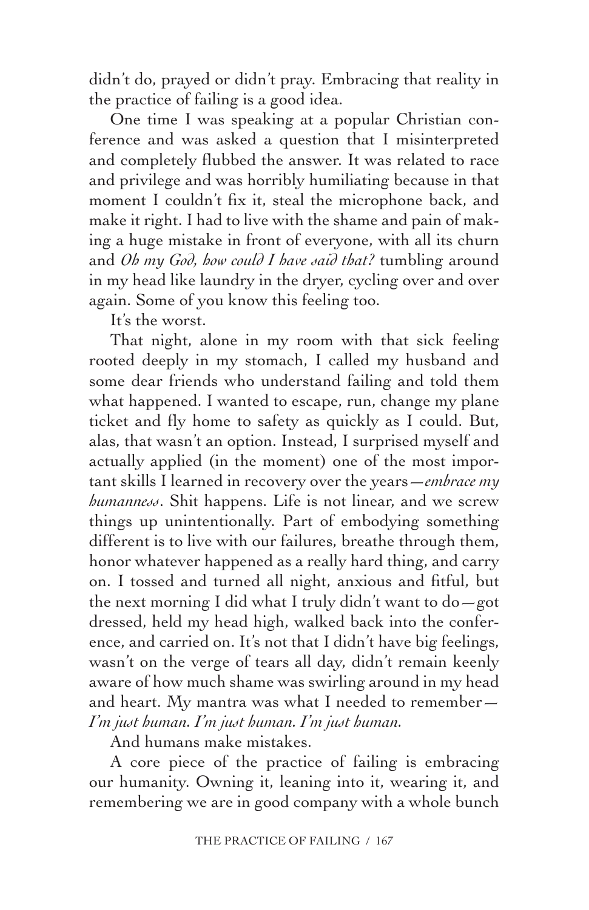didn't do, prayed or didn't pray. Embracing that reality in the practice of failing is a good idea.

One time I was speaking at a popular Christian conference and was asked a question that I misinterpreted and completely flubbed the answer. It was related to race and privilege and was horribly humiliating because in that moment I couldn't fix it, steal the microphone back, and make it right. I had to live with the shame and pain of making a huge mistake in front of everyone, with all its churn and *Oh my God, how could I have said that?* tumbling around in my head like laundry in the dryer, cycling over and over again. Some of you know this feeling too.

It's the worst.

That night, alone in my room with that sick feeling rooted deeply in my stomach, I called my husband and some dear friends who understand failing and told them what happened. I wanted to escape, run, change my plane ticket and fly home to safety as quickly as I could. But, alas, that wasn't an option. Instead, I surprised myself and actually applied (in the moment) one of the most important skills I learned in recovery over the years—*embrace my humanness*. Shit happens. Life is not linear, and we screw things up unintentionally. Part of embodying something different is to live with our failures, breathe through them, honor whatever happened as a really hard thing, and carry on. I tossed and turned all night, anxious and fitful, but the next morning I did what I truly didn't want to do—got dressed, held my head high, walked back into the conference, and carried on. It's not that I didn't have big feelings, wasn't on the verge of tears all day, didn't remain keenly aware of how much shame was swirling around in my head and heart. My mantra was what I needed to remember—*I'm just human. I'm just human. I'm just human.*

And humans make mistakes.

A core piece of the practice of failing is embracing our humanity. Owning it, leaning into it, wearing it, and remembering we are in good company with a whole bunch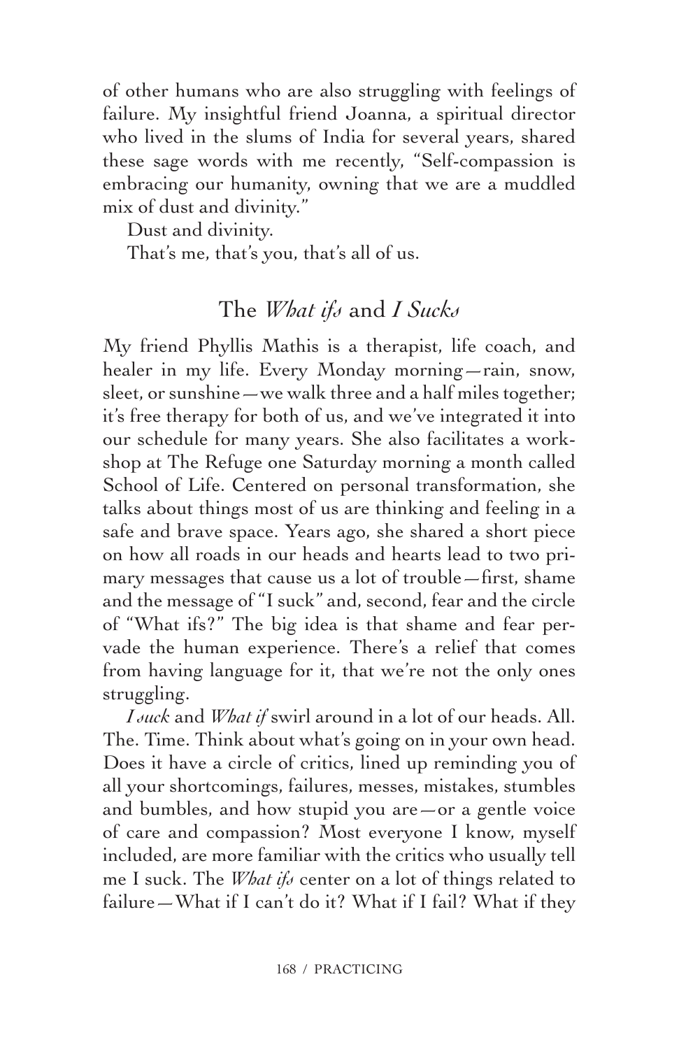of other humans who are also struggling with feelings of failure. My insightful friend Joanna, a spiritual director who lived in the slums of India for several years, shared these sage words with me recently, "Self-compassion is embracing our humanity, owning that we are a muddled mix of dust and divinity."

Dust and divinity.

That's me, that's you, that's all of us.

## The *What ifs* and *I Sucks*

My friend Phyllis Mathis is a therapist, life coach, and healer in my life. Every Monday morning—rain, snow, sleet, or sunshine—we walk three and a half miles together; it's free therapy for both of us, and we've integrated it into our schedule for many years. She also facilitates a workshop at The Refuge one Saturday morning a month called School of Life. Centered on personal transformation, she talks about things most of us are thinking and feeling in a safe and brave space. Years ago, she shared a short piece on how all roads in our heads and hearts lead to two primary messages that cause us a lot of trouble—first, shame and the message of "I suck" and, second, fear and the circle of "What ifs?" The big idea is that shame and fear pervade the human experience. There's a relief that comes from having language for it, that we're not the only ones struggling.

*I suck* and *What if* swirl around in a lot of our heads. All. The. Time. Think about what's going on in your own head. Does it have a circle of critics, lined up reminding you of all your shortcomings, failures, messes, mistakes, stumbles and bumbles, and how stupid you are—or a gentle voice of care and compassion? Most everyone I know, myself included, are more familiar with the critics who usually tell me I suck. The *What ifs* center on a lot of things related to failure—What if I can't do it? What if I fail? What if they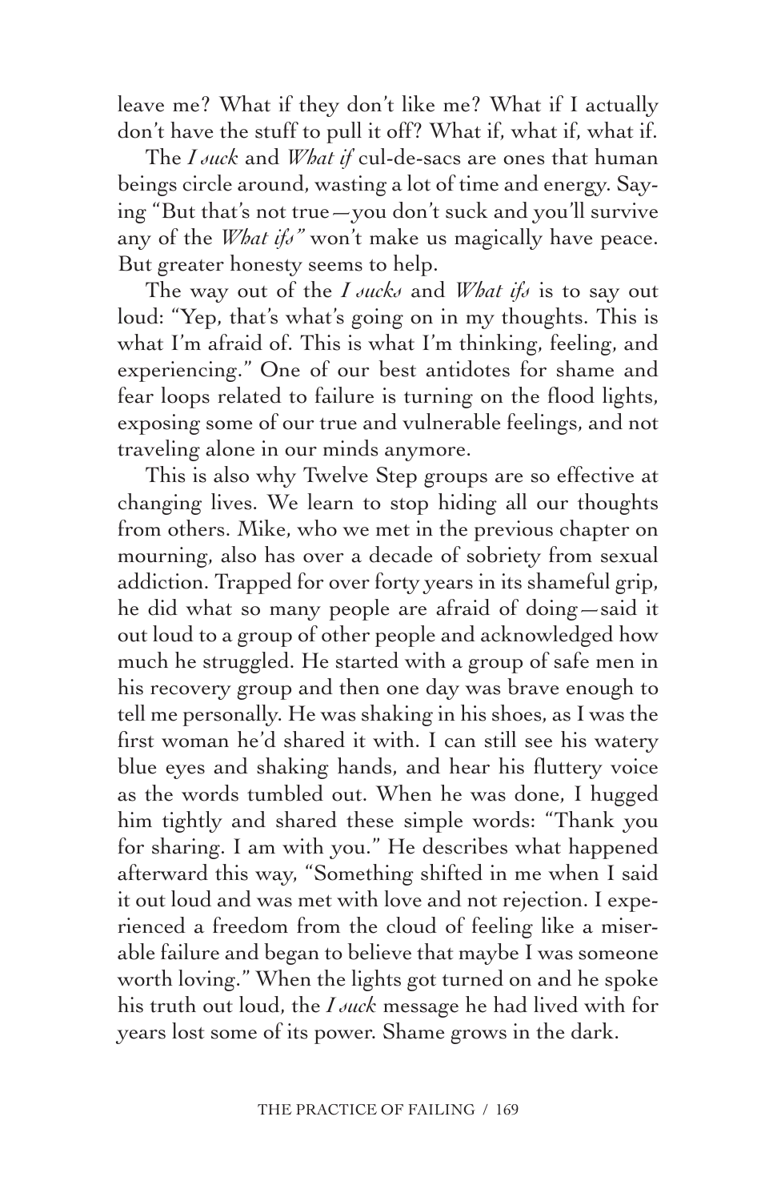leave me? What if they don't like me? What if I actually don't have the stuff to pull it off? What if, what if, what if.

The *I suck* and *What if* cul-de-sacs are ones that human beings circle around, wasting a lot of time and energy. Saying "But that's not true—you don't suck and you'll survive any of the *What ifs*" won't make us magically have peace. But greater honesty seems to help.

The way out of the *I sucks* and *What ifs* is to say out loud: "Yep, that's what's going on in my thoughts. This is what I'm afraid of. This is what I'm thinking, feeling, and experiencing." One of our best antidotes for shame and fear loops related to failure is turning on the flood lights, exposing some of our true and vulnerable feelings, and not traveling alone in our minds anymore.

This is also why Twelve Step groups are so effective at changing lives. We learn to stop hiding all our thoughts from others. Mike, who we met in the previous chapter on mourning, also has over a decade of sobriety from sexual addiction. Trapped for over forty years in its shameful grip, he did what so many people are afraid of doing—said it out loud to a group of other people and acknowledged how much he struggled. He started with a group of safe men in his recovery group and then one day was brave enough to tell me personally. He was shaking in his shoes, as I was the first woman he'd shared it with. I can still see his watery blue eyes and shaking hands, and hear his fluttery voice as the words tumbled out. When he was done, I hugged him tightly and shared these simple words: "Thank you for sharing. I am with you." He describes what happened afterward this way, "Something shifted in me when I said it out loud and was met with love and not rejection. I experienced a freedom from the cloud of feeling like a miserable failure and began to believe that maybe I was someone worth loving." When the lights got turned on and he spoke his truth out loud, the *I suck* message he had lived with for years lost some of its power. Shame grows in the dark.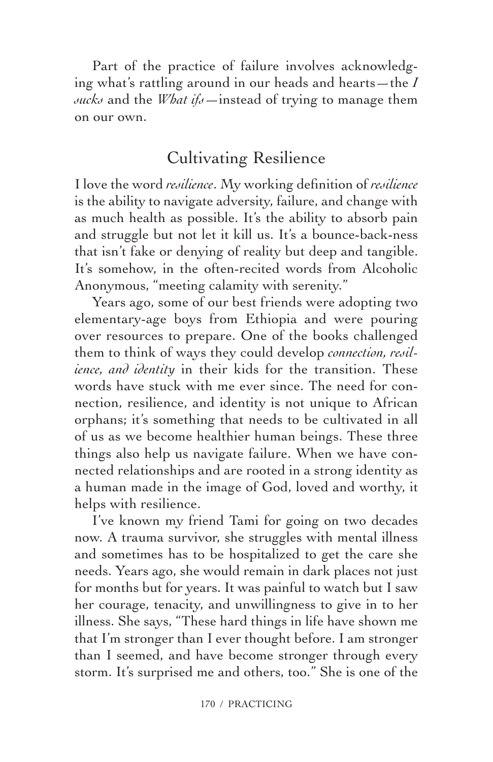Part of the practice of failure involves acknowledging what's rattling around in our heads and hearts—the *I sucks* and the *What ifs*—instead of trying to manage them on our own.

## Cultivating Resilience

I love the word *resilience*. My working definition of *resilience* is the ability to navigate adversity, failure, and change with as much health as possible. It's the ability to absorb pain and struggle but not let it kill us. It's a bounce-back-ness that isn't fake or denying of reality but deep and tangible. It's somehow, in the often-recited words from Alcoholic Anonymous, "meeting calamity with serenity."

Years ago, some of our best friends were adopting two elementary-age boys from Ethiopia and were pouring over resources to prepare. One of the books challenged them to think of ways they could develop *connection, resilience, and identity* in their kids for the transition. These words have stuck with me ever since. The need for connection, resilience, and identity is not unique to African orphans; it's something that needs to be cultivated in all of us as we become healthier human beings. These three things also help us navigate failure. When we have connected relationships and are rooted in a strong identity as a human made in the image of God, loved and worthy, it helps with resilience.

I've known my friend Tami for going on two decades now. A trauma survivor, she struggles with mental illness and sometimes has to be hospitalized to get the care she needs. Years ago, she would remain in dark places not just for months but for years. It was painful to watch but I saw her courage, tenacity, and unwillingness to give in to her illness. She says, "These hard things in life have shown me that I'm stronger than I ever thought before. I am stronger than I seemed, and have become stronger through every storm. It's surprised me and others, too." She is one of the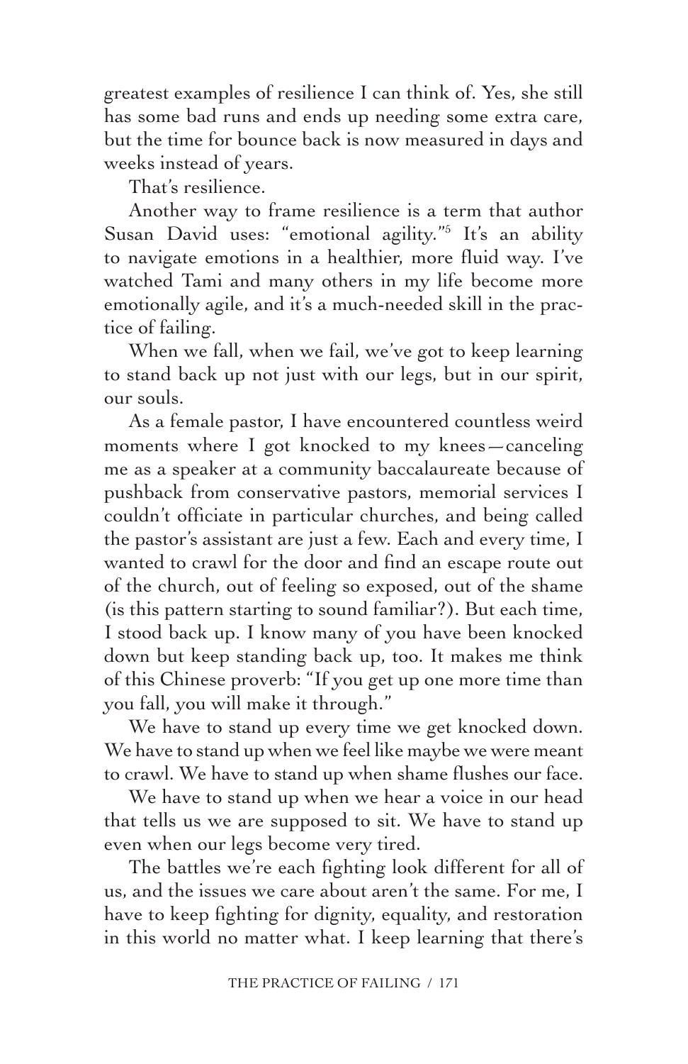greatest examples of resilience I can think of. Yes, she still has some bad runs and ends up needing some extra care, but the time for bounce back is now measured in days and weeks instead of years.

That's resilience.

Another way to frame resilience is a term that author Susan David uses: "emotional agility."[5] It's an ability to navigate emotions in a healthier, more fluid way. I've watched Tami and many others in my life become more emotionally agile, and it's a much-needed skill in the practice of failing.

When we fall, when we fail, we've got to keep learning to stand back up not just with our legs, but in our spirit, our souls.

As a female pastor, I have encountered countless weird moments where I got knocked to my knees—canceling me as a speaker at a community baccalaureate because of pushback from conservative pastors, memorial services I couldn't officiate in particular churches, and being called the pastor's assistant are just a few. Each and every time, I wanted to crawl for the door and find an escape route out of the church, out of feeling so exposed, out of the shame (is this pattern starting to sound familiar?). But each time, I stood back up. I know many of you have been knocked down but keep standing back up, too. It makes me think of this Chinese proverb: "If you get up one more time than you fall, you will make it through."

We have to stand up every time we get knocked down. We have to stand up when we feel like maybe we were meant to crawl. We have to stand up when shame flushes our face.

We have to stand up when we hear a voice in our head that tells us we are supposed to sit. We have to stand up even when our legs become very tired.

The battles we're each fighting look different for all of us, and the issues we care about aren't the same. For me, I have to keep fighting for dignity, equality, and restoration in this world no matter what. I keep learning that there's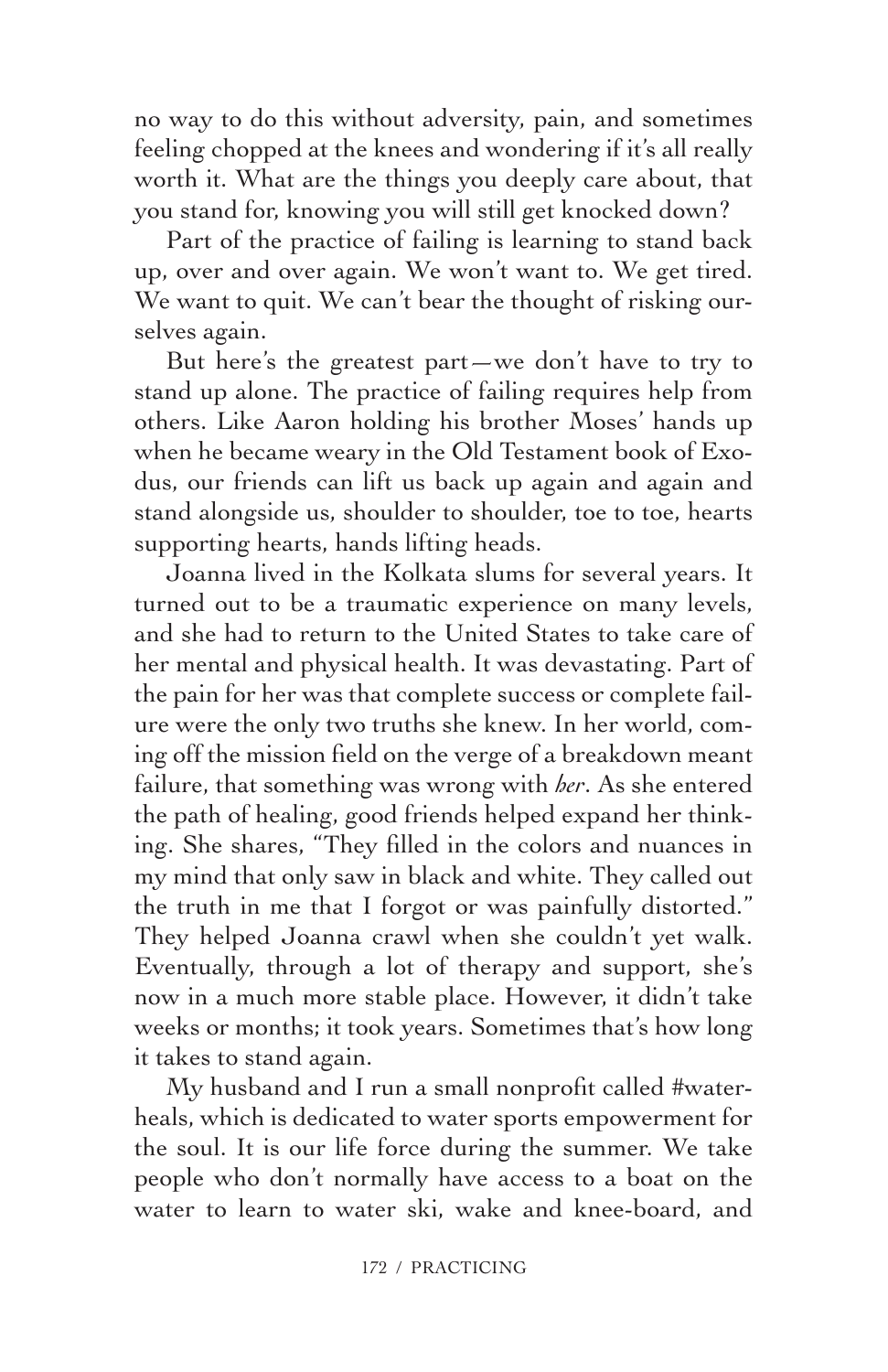no way to do this without adversity, pain, and sometimes feeling chopped at the knees and wondering if it's all really worth it. What are the things you deeply care about, that you stand for, knowing you will still get knocked down?

Part of the practice of failing is learning to stand back up, over and over again. We won't want to. We get tired. We want to quit. We can't bear the thought of risking ourselves again.

But here's the greatest part—we don't have to try to stand up alone. The practice of failing requires help from others. Like Aaron holding his brother Moses' hands up when he became weary in the Old Testament book of Exodus, our friends can lift us back up again and again and stand alongside us, shoulder to shoulder, toe to toe, hearts supporting hearts, hands lifting heads.

Joanna lived in the Kolkata slums for several years. It turned out to be a traumatic experience on many levels, and she had to return to the United States to take care of her mental and physical health. It was devastating. Part of the pain for her was that complete success or complete failure were the only two truths she knew. In her world, coming off the mission field on the verge of a breakdown meant failure, that something was wrong with *her*. As she entered the path of healing, good friends helped expand her thinking. She shares, "They filled in the colors and nuances in my mind that only saw in black and white. They called out the truth in me that I forgot or was painfully distorted." They helped Joanna crawl when she couldn't yet walk. Eventually, through a lot of therapy and support, she's now in a much more stable place. However, it didn't take weeks or months; it took years. Sometimes that's how long it takes to stand again.

My husband and I run a small nonprofit called #waterheals, which is dedicated to water sports empowerment for the soul. It is our life force during the summer. We take people who don't normally have access to a boat on the water to learn to water ski, wake and knee-board, and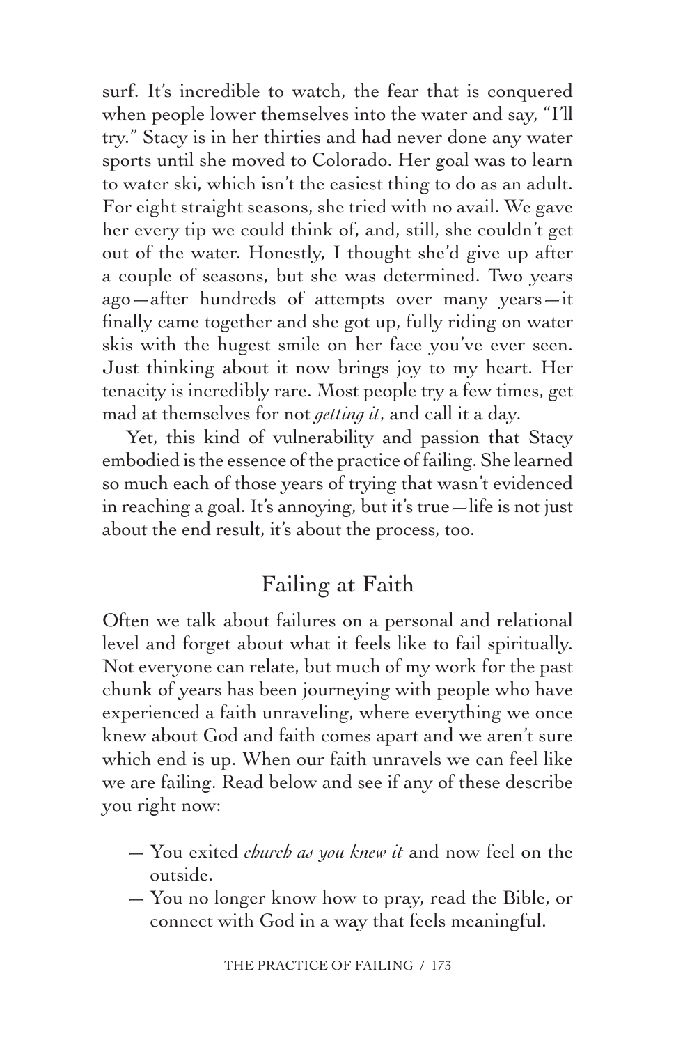surf. It's incredible to watch, the fear that is conquered when people lower themselves into the water and say, "I'll try." Stacy is in her thirties and had never done any water sports until she moved to Colorado. Her goal was to learn to water ski, which isn't the easiest thing to do as an adult. For eight straight seasons, she tried with no avail. We gave her every tip we could think of, and, still, she couldn't get out of the water. Honestly, I thought she'd give up after a couple of seasons, but she was determined. Two years ago—after hundreds of attempts over many years—it finally came together and she got up, fully riding on water skis with the hugest smile on her face you've ever seen. Just thinking about it now brings joy to my heart. Her tenacity is incredibly rare. Most people try a few times, get mad at themselves for not *getting it*, and call it a day.

Yet, this kind of vulnerability and passion that Stacy embodied is the essence of the practice of failing. She learned so much each of those years of trying that wasn't evidenced in reaching a goal. It's annoying, but it's true—life is not just about the end result, it's about the process, too.

## Failing at Faith

Often we talk about failures on a personal and relational level and forget about what it feels like to fail spiritually. Not everyone can relate, but much of my work for the past chunk of years has been journeying with people who have experienced a faith unraveling, where everything we once knew about God and faith comes apart and we aren't sure which end is up. When our faith unravels we can feel like we are failing. Read below and see if any of these describe you right now:

— You exited *church as you knew it* and now feel on the outside.

— You no longer know how to pray, read the Bible, or connect with God in a way that feels meaningful.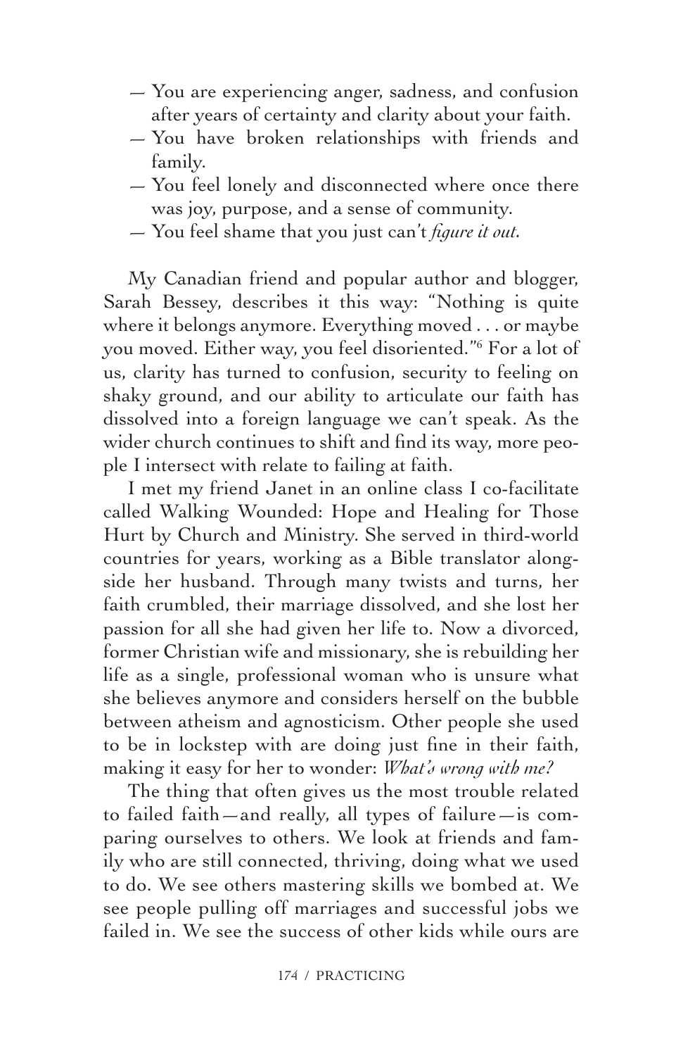- You are experiencing anger, sadness, and confusion after years of certainty and clarity about your faith.
- You have broken relationships with friends and family.
- You feel lonely and disconnected where once there was joy, purpose, and a sense of community.
- You feel shame that you just can't *figure it out*.

My Canadian friend and popular author and blogger, Sarah Bessey, describes it this way: "Nothing is quite where it belongs anymore. Everything moved . . . or maybe you moved. Either way, you feel disoriented."[6] For a lot of us, clarity has turned to confusion, security to feeling on shaky ground, and our ability to articulate our faith has dissolved into a foreign language we can't speak. As the wider church continues to shift and find its way, more people I intersect with relate to failing at faith.

I met my friend Janet in an online class I co-facilitate called Walking Wounded: Hope and Healing for Those Hurt by Church and Ministry. She served in third-world countries for years, working as a Bible translator alongside her husband. Through many twists and turns, her faith crumbled, their marriage dissolved, and she lost her passion for all she had given her life to. Now a divorced, former Christian wife and missionary, she is rebuilding her life as a single, professional woman who is unsure what she believes anymore and considers herself on the bubble between atheism and agnosticism. Other people she used to be in lockstep with are doing just fine in their faith, making it easy for her to wonder: *What's wrong with me?*

The thing that often gives us the most trouble related to failed faith—and really, all types of failure—is comparing ourselves to others. We look at friends and family who are still connected, thriving, doing what we used to do. We see others mastering skills we bombed at. We see people pulling off marriages and successful jobs we failed in. We see the success of other kids while ours are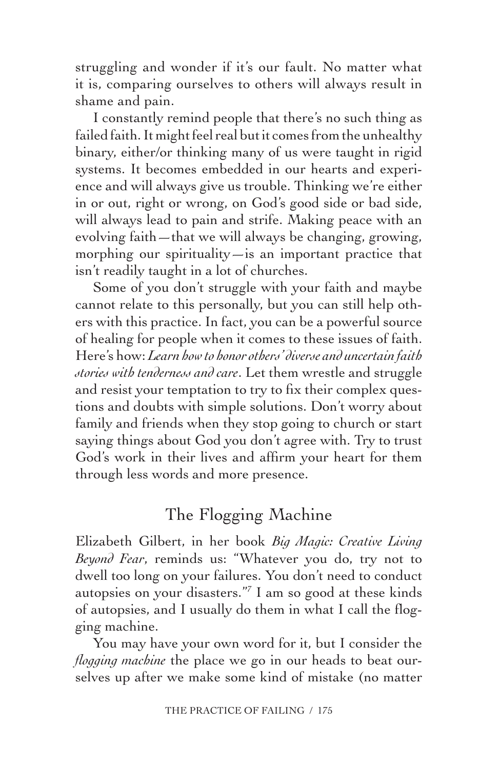struggling and wonder if it's our fault. No matter what it is, comparing ourselves to others will always result in shame and pain.

I constantly remind people that there's no such thing as failed faith. It might feel real but it comes from the unhealthy binary, either/or thinking many of us were taught in rigid systems. It becomes embedded in our hearts and experience and will always give us trouble. Thinking we're either in or out, right or wrong, on God's good side or bad side, will always lead to pain and strife. Making peace with an evolving faith—that we will always be changing, growing, morphing our spirituality—is an important practice that isn't readily taught in a lot of churches.

Some of you don't struggle with your faith and maybe cannot relate to this personally, but you can still help others with this practice. In fact, you can be a powerful source of healing for people when it comes to these issues of faith. Here's how: *Learn how to honor others' diverse and uncertain faith stories with tenderness and care*. Let them wrestle and struggle and resist your temptation to try to fix their complex questions and doubts with simple solutions. Don't worry about family and friends when they stop going to church or start saying things about God you don't agree with. Try to trust God's work in their lives and affirm your heart for them through less words and more presence.

## The Flogging Machine

Elizabeth Gilbert, in her book *Big Magic: Creative Living Beyond Fear*, reminds us: "Whatever you do, try not to dwell too long on your failures. You don't need to conduct autopsies on your disasters."[7] I am so good at these kinds of autopsies, and I usually do them in what I call the flogging machine.

You may have your own word for it, but I consider the *flogging machine* the place we go in our heads to beat ourselves up after we make some kind of mistake (no matter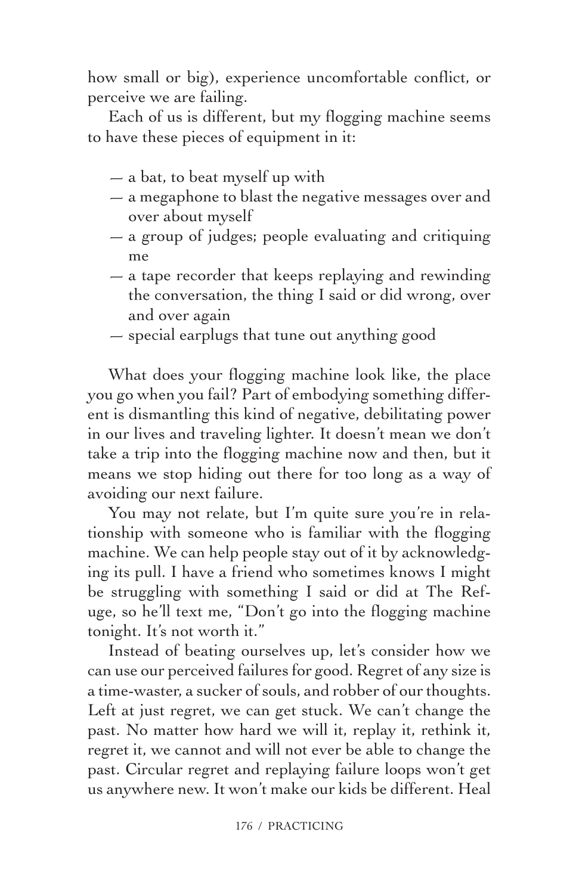how small or big), experience uncomfortable conflict, or perceive we are failing.

Each of us is different, but my flogging machine seems to have these pieces of equipment in it:

- a bat, to beat myself up with
- a megaphone to blast the negative messages over and over about myself
- a group of judges; people evaluating and critiquing me
- a tape recorder that keeps replaying and rewinding the conversation, the thing I said or did wrong, over and over again
- special earplugs that tune out anything good

What does your flogging machine look like, the place you go when you fail? Part of embodying something different is dismantling this kind of negative, debilitating power in our lives and traveling lighter. It doesn't mean we don't take a trip into the flogging machine now and then, but it means we stop hiding out there for too long as a way of avoiding our next failure.

You may not relate, but I'm quite sure you're in relationship with someone who is familiar with the flogging machine. We can help people stay out of it by acknowledging its pull. I have a friend who sometimes knows I might be struggling with something I said or did at The Refuge, so he'll text me, "Don't go into the flogging machine tonight. It's not worth it."

Instead of beating ourselves up, let's consider how we can use our perceived failures for good. Regret of any size is a time-waster, a sucker of souls, and robber of our thoughts. Left at just regret, we can get stuck. We can't change the past. No matter how hard we will it, replay it, rethink it, regret it, we cannot and will not ever be able to change the past. Circular regret and replaying failure loops won't get us anywhere new. It won't make our kids be different. Heal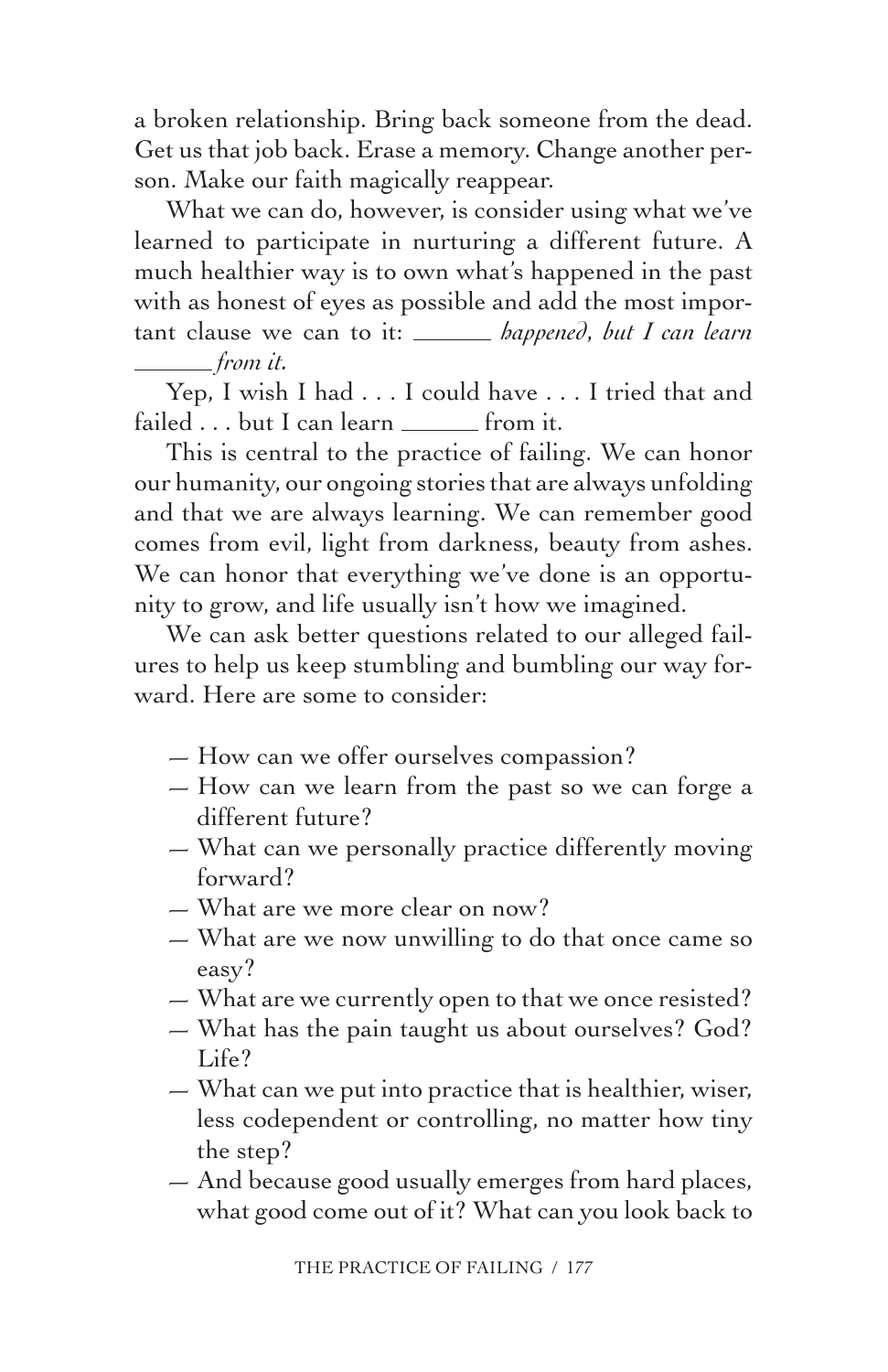a broken relationship. Bring back someone from the dead. Get us that job back. Erase a memory. Change another person. Make our faith magically reappear.

What we can do, however, is consider using what we've learned to participate in nurturing a different future. A much healthier way is to own what's happened in the past with as honest of eyes as possible and add the most important clause we can to it: ______ *happened, but I can learn ______ from it.*

Yep, I wish I had . . . I could have . . . I tried that and failed . . . but I can learn ______ from it.

This is central to the practice of failing. We can honor our humanity, our ongoing stories that are always unfolding and that we are always learning. We can remember good comes from evil, light from darkness, beauty from ashes. We can honor that everything we've done is an opportunity to grow, and life usually isn't how we imagined.

We can ask better questions related to our alleged failures to help us keep stumbling and bumbling our way forward. Here are some to consider:

- How can we offer ourselves compassion?
- How can we learn from the past so we can forge a different future?
- What can we personally practice differently moving forward?
- What are we more clear on now?
- What are we now unwilling to do that once came so easy?
- What are we currently open to that we once resisted?
- What has the pain taught us about ourselves? God? Life?
- What can we put into practice that is healthier, wiser, less codependent or controlling, no matter how tiny the step?
- And because good usually emerges from hard places, what good come out of it? What can you look back to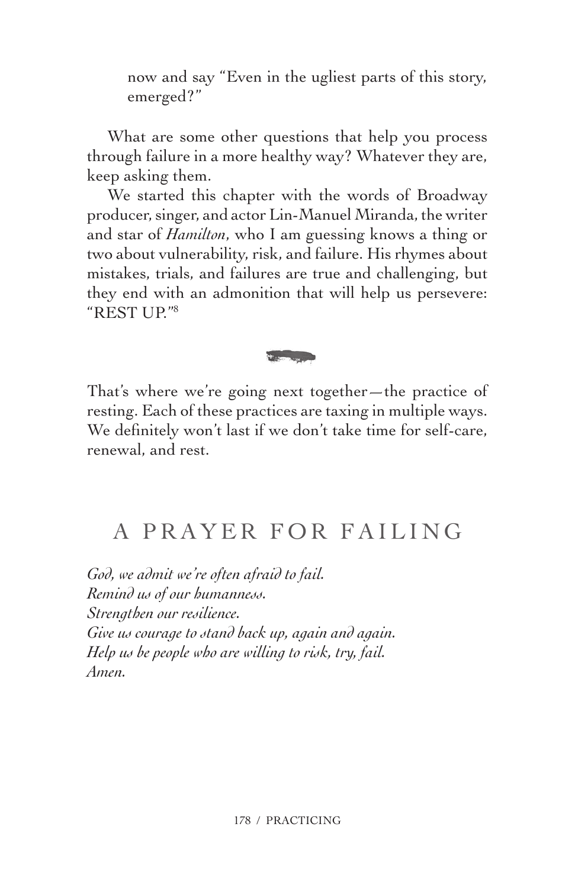now and say "Even in the ugliest parts of this story, emerged?"

What are some other questions that help you process through failure in a more healthy way? Whatever they are, keep asking them.

We started this chapter with the words of Broadway producer, singer, and actor Lin-Manuel Miranda, the writer and star of *Hamilton*, who I am guessing knows a thing or two about vulnerability, risk, and failure. His rhymes about mistakes, trials, and failures are true and challenging, but they end with an admonition that will help us persevere: "REST UP."[8]

That's where we're going next together—the practice of resting. Each of these practices are taxing in multiple ways. We definitely won't last if we don't take time for self-care, renewal, and rest.

## A PRAYER FOR FAILING

*God, we admit we're often afraid to fail.*
*Remind us of our humanness.*
*Strengthen our resilience.*
*Give us courage to stand back up, again and again.*
*Help us be people who are willing to risk, try, fail.*
*Amen.*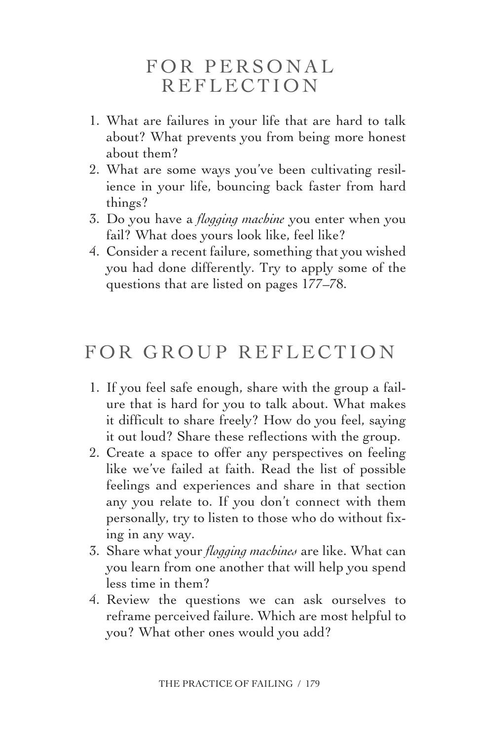## FOR PERSONAL REFLECTION

1. What are failures in your life that are hard to talk about? What prevents you from being more honest about them?
2. What are some ways you've been cultivating resilience in your life, bouncing back faster from hard things?
3. Do you have a *flogging machine* you enter when you fail? What does yours look like, feel like?
4. Consider a recent failure, something that you wished you had done differently. Try to apply some of the questions that are listed on pages 177–78.

## FOR GROUP REFLECTION

1. If you feel safe enough, share with the group a failure that is hard for you to talk about. What makes it difficult to share freely? How do you feel, saying it out loud? Share these reflections with the group.
2. Create a space to offer any perspectives on feeling like we've failed at faith. Read the list of possible feelings and experiences and share in that section any you relate to. If you don't connect with them personally, try to listen to those who do without fixing in any way.
3. Share what your *flogging machines* are like. What can you learn from one another that will help you spend less time in them?
4. Review the questions we can ask ourselves to reframe perceived failure. Which are most helpful to you? What other ones would you add?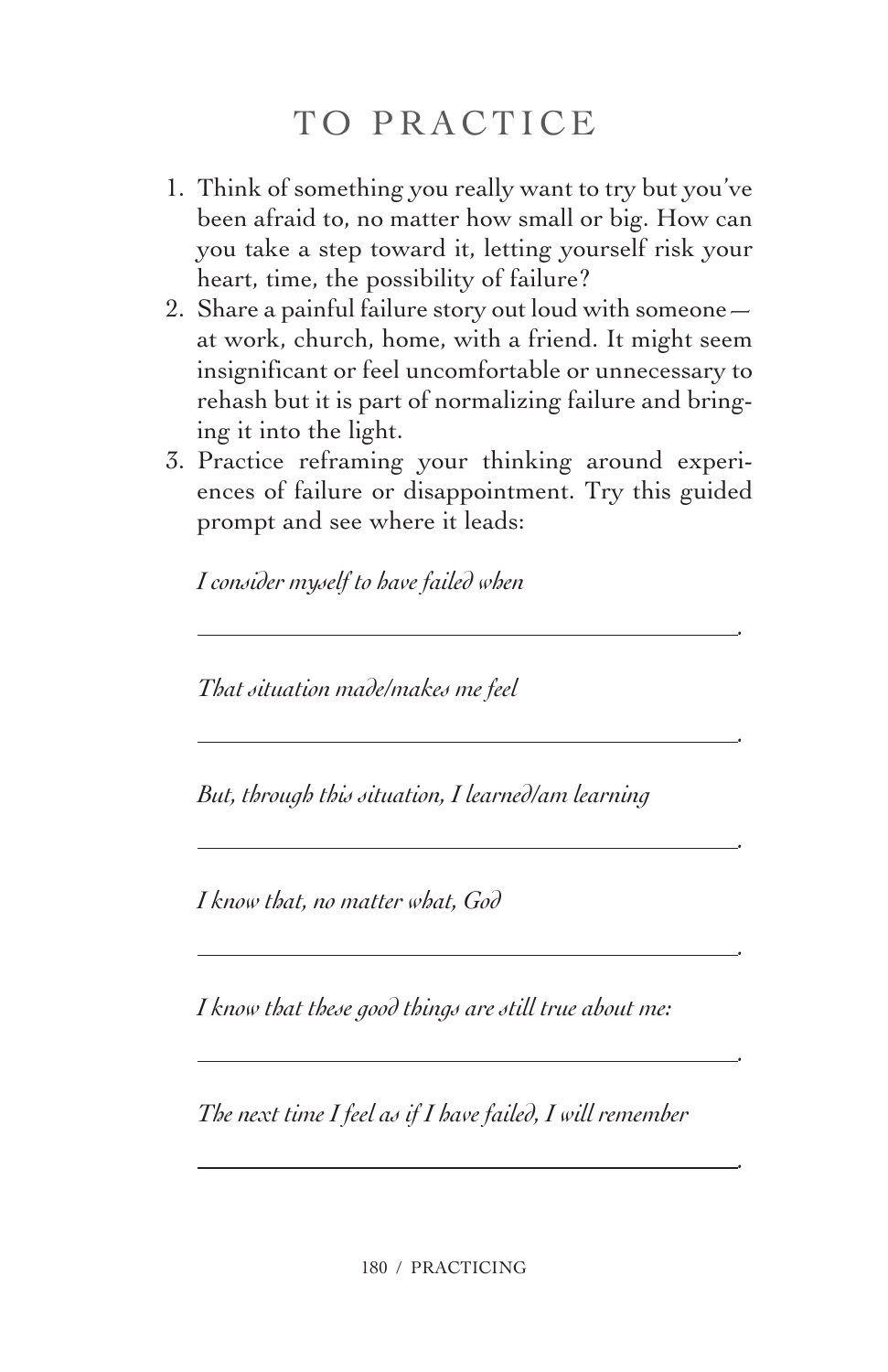# TO PRACTICE

1. Think of something you really want to try but you've been afraid to, no matter how small or big. How can you take a step toward it, letting yourself risk your heart, time, the possibility of failure?
2. Share a painful failure story out loud with someone—at work, church, home, with a friend. It might seem insignificant or feel uncomfortable or unnecessary to rehash but it is part of normalizing failure and bringing it into the light.
3. Practice reframing your thinking around experiences of failure or disappointment. Try this guided prompt and see where it leads:

   *I consider myself to have failed when*

   \_\_\_\_\_\_\_\_\_\_\_\_\_\_\_\_\_\_\_\_\_\_\_\_\_\_\_\_\_\_\_\_\_\_\_\_\_\_\_\_\_\_\_\_.

   *That situation made/makes me feel*

   \_\_\_\_\_\_\_\_\_\_\_\_\_\_\_\_\_\_\_\_\_\_\_\_\_\_\_\_\_\_\_\_\_\_\_\_\_\_\_\_\_\_\_\_.

   *But, through this situation, I learned/am learning*

   \_\_\_\_\_\_\_\_\_\_\_\_\_\_\_\_\_\_\_\_\_\_\_\_\_\_\_\_\_\_\_\_\_\_\_\_\_\_\_\_\_\_\_\_.

   *I know that, no matter what, God*

   \_\_\_\_\_\_\_\_\_\_\_\_\_\_\_\_\_\_\_\_\_\_\_\_\_\_\_\_\_\_\_\_\_\_\_\_\_\_\_\_\_\_\_\_.

   *I know that these good things are still true about me:*

   \_\_\_\_\_\_\_\_\_\_\_\_\_\_\_\_\_\_\_\_\_\_\_\_\_\_\_\_\_\_\_\_\_\_\_\_\_\_\_\_\_\_\_\_.

   *The next time I feel as if I have failed, I will remember*

   \_\_\_\_\_\_\_\_\_\_\_\_\_\_\_\_\_\_\_\_\_\_\_\_\_\_\_\_\_\_\_\_\_\_\_\_\_\_\_\_\_\_\_\_.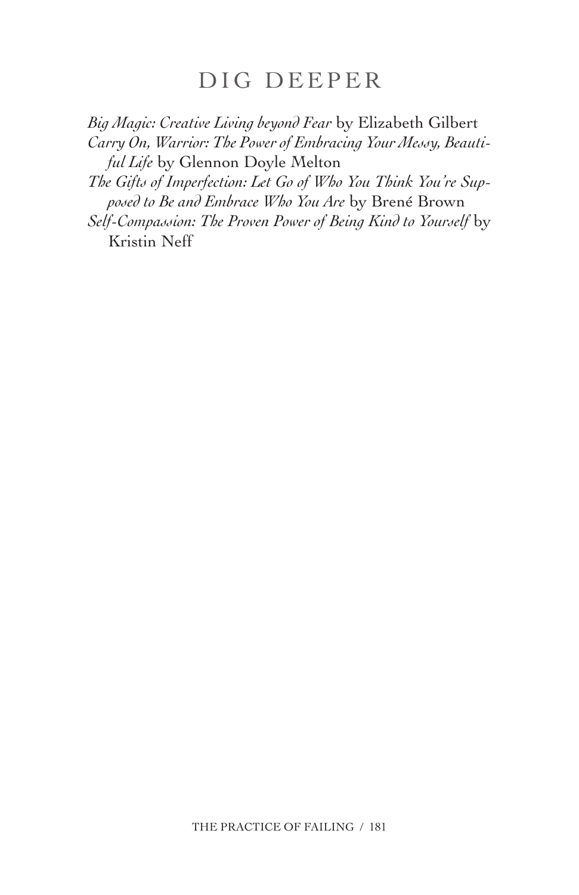# DIG DEEPER

*Big Magic: Creative Living beyond Fear* by Elizabeth Gilbert

*Carry On, Warrior: The Power of Embracing Your Messy, Beautiful Life* by Glennon Doyle Melton

*The Gifts of Imperfection: Let Go of Who You Think You're Supposed to Be and Embrace Who You Are* by Brené Brown

*Self-Compassion: The Proven Power of Being Kind to Yourself* by Kristin Neff